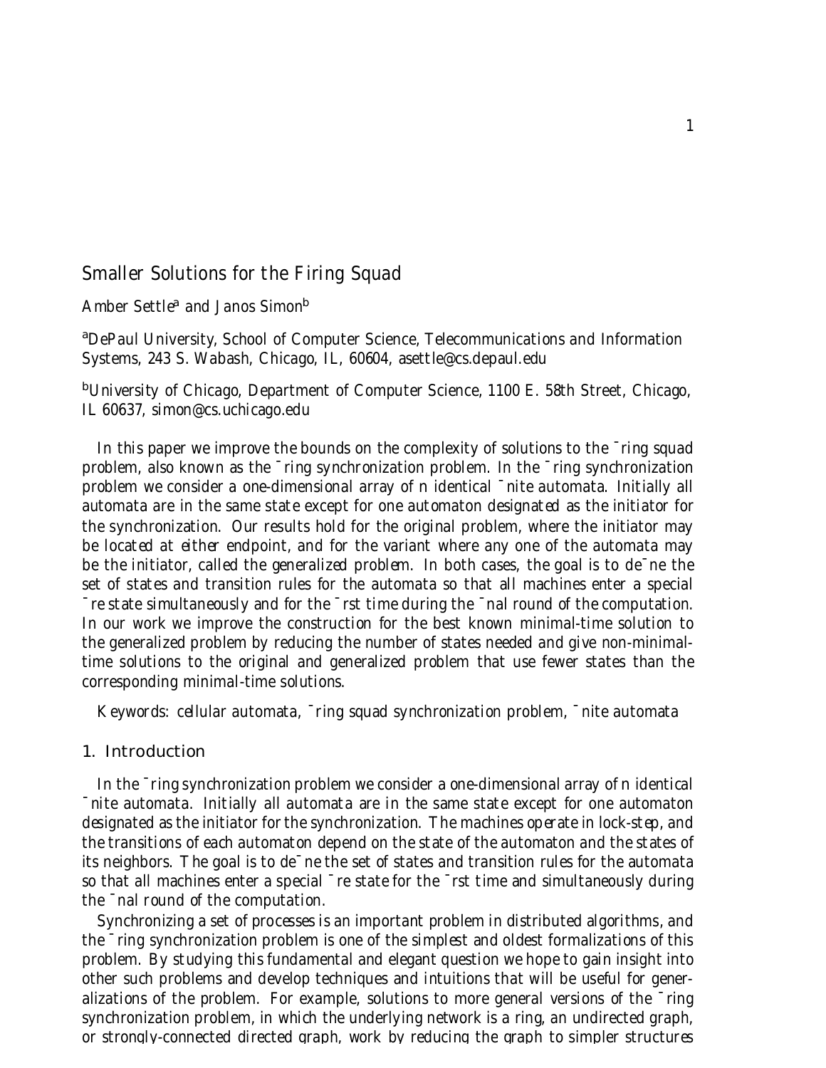# Smaller Solutions for the Firing Squad

Amber Settle[a] and Janos Simon[b]

[a]DePaul University, School of Computer Science, Telecommunications and Information Systems, 243 S. Wabash, Chicago, IL, 60604, asettle@cs.depaul.edu

[b]University of Chicago, Department of Computer Science, 1100 E. 58th Street, Chicago, IL 60637, simon@cs.uchicago.edu

In this paper we improve the bounds on the complexity of solutions to the firing squad problem, also known as the firing synchronization problem. In the firing synchronization problem we consider a one-dimensional array of n identical finite automata. Initially all automata are in the same state except for one automaton designated as the initiator for the synchronization. Our results hold for the original problem, where the initiator may be located at *either* endpoint, and for the variant where any one of the automata may be the initiator, called the *generalized problem*. In both cases, the goal is to define the set of states and transition rules for the automata so that all machines enter a special fire state simultaneously and for the first time during the final round of the computation. In our work we improve the construction for the best known minimal-time solution to the generalized problem by reducing the number of states needed and give non-minimal-time solutions to the original and generalized problem that use fewer states than the corresponding minimal-time solutions.

Keywords: cellular automata, firing squad synchronization problem, finite automata

## 1. Introduction

In the firing synchronization problem we consider a one-dimensional array of n identical finite automata. Initially all automata are in the same state except for one automaton designated as the initiator for the synchronization. The machines operate in lock-step, and the transitions of each automaton depend on the state of the automaton and the states of its neighbors. The goal is to define the set of states and transition rules for the automata so that all machines enter a special fire state for the first time and simultaneously during the final round of the computation.

Synchronizing a set of processes is an important problem in distributed algorithms, and the firing synchronization problem is one of the simplest and oldest formalizations of this problem. By studying this fundamental and elegant question we hope to gain insight into other such problems and develop techniques and intuitions that will be useful for generalizations of the problem. For example, solutions to more general versions of the firing synchronization problem, in which the underlying network is a ring, an undirected graph, or strongly-connected directed graph, work by reducing the graph to simpler structures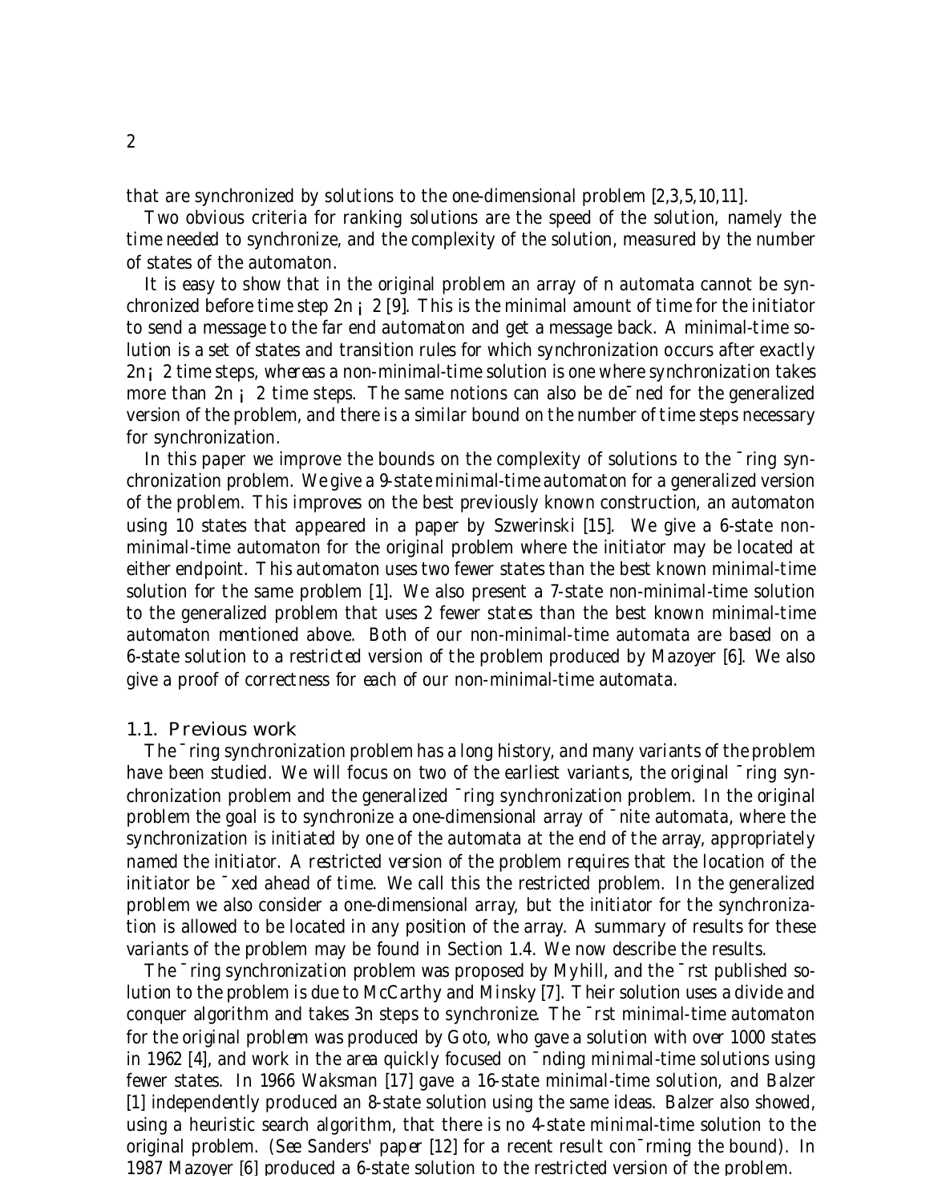that are synchronized by solutions to the one-dimensional problem [2,3,5,10,11].

Two obvious criteria for ranking solutions are the speed of the solution, namely the time needed to synchronize, and the complexity of the solution, measured by the number of states of the automaton.

It is easy to show that in the original problem an array of $n$ automata cannot be synchronized before time step $2n - 2$ [9]. This is the minimal amount of time for the initiator to send a message to the far end automaton and get a message back. A minimal-time solution is a set of states and transition rules for which synchronization occurs after exactly $2n - 2$ time steps, whereas a non-minimal-time solution is one where synchronization takes more than $2n - 2$ time steps. The same notions can also be defined for the generalized version of the problem, and there is a similar bound on the number of time steps necessary for synchronization.

In this paper we improve the bounds on the complexity of solutions to the firing synchronization problem. We give a 9-state minimal-time automaton for a generalized version of the problem. This improves on the best previously known construction, an automaton using 10 states that appeared in a paper by Szwerinski [15]. We give a 6-state non-minimal-time automaton for the original problem where the initiator may be located at either endpoint. This automaton uses two fewer states than the best known minimal-time solution for the same problem [1]. We also present a 7-state non-minimal-time solution to the generalized problem that uses 2 fewer states than the best known minimal-time automaton mentioned above. Both of our non-minimal-time automata are based on a 6-state solution to a restricted version of the problem produced by Mazoyer [6]. We also give a proof of correctness for each of our non-minimal-time automata.

## 1.1. Previous work

The firing synchronization problem has a long history, and many variants of the problem have been studied. We will focus on two of the earliest variants, the original firing synchronization problem and the generalized firing synchronization problem. In the original problem the goal is to synchronize a one-dimensional array of finite automata, where the synchronization is initiated by one of the automata at the end of the array, appropriately named the initiator. A restricted version of the problem requires that the location of the initiator be fixed ahead of time. We call this the restricted problem. In the generalized problem we also consider a one-dimensional array, but the initiator for the synchronization is allowed to be located in any position of the array. A summary of results for these variants of the problem may be found in Section 1.4. We now describe the results.

The firing synchronization problem was proposed by Myhill, and the first published solution to the problem is due to McCarthy and Minsky [7]. Their solution uses a divide and conquer algorithm and takes $3n$ steps to synchronize. The first minimal-time automaton for the original problem was produced by Goto, who gave a solution with over 1000 states in 1962 [4], and work in the area quickly focused on finding minimal-time solutions using fewer states. In 1966 Waksman [17] gave a 16-state minimal-time solution, and Balzer [1] independently produced an 8-state solution using the same ideas. Balzer also showed, using a heuristic search algorithm, that there is no 4-state minimal-time solution to the original problem. (See Sanders' paper [12] for a recent result confirming the bound). In 1987 Mazoyer [6] produced a 6-state solution to the restricted version of the problem.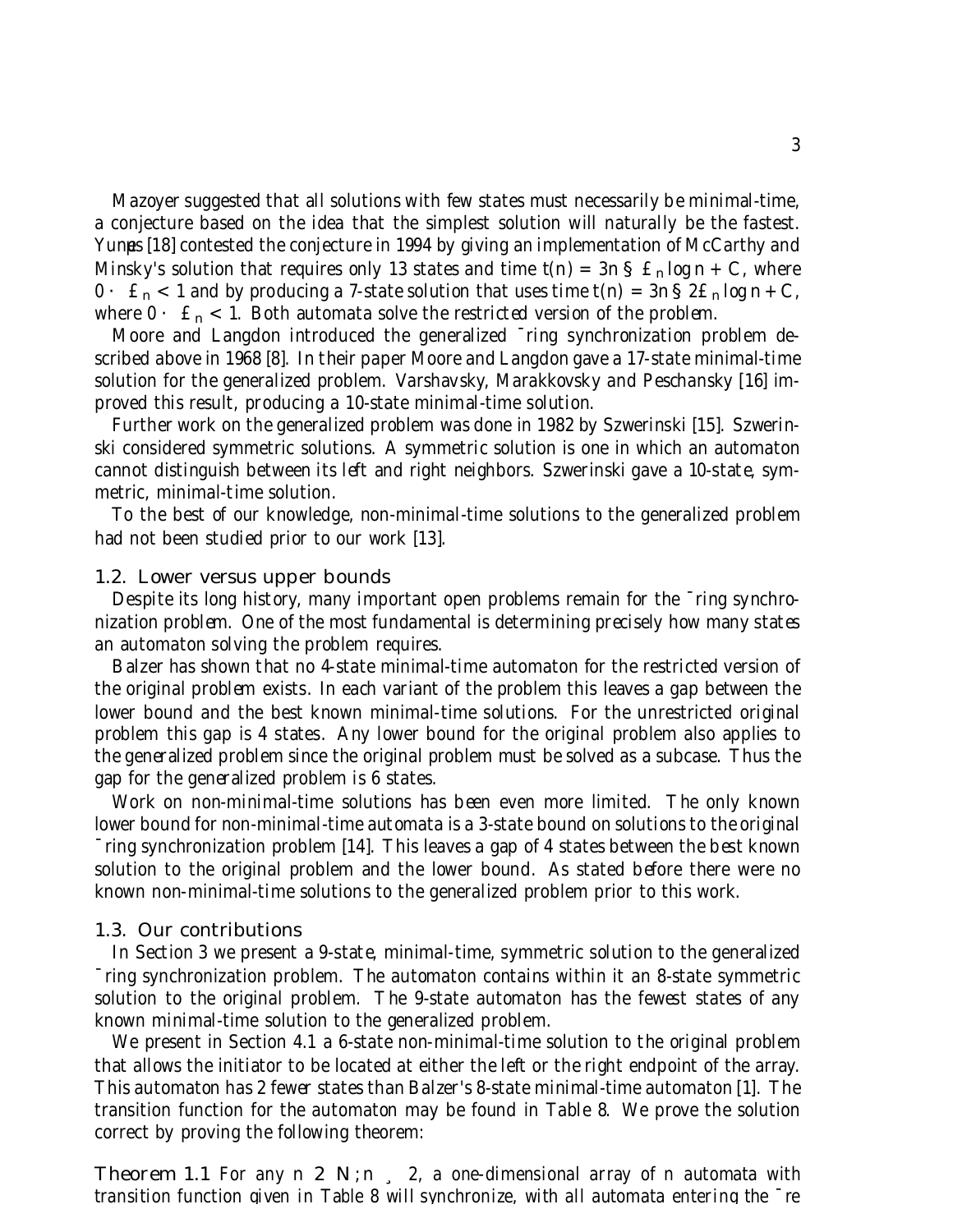Mazoyer suggested that all solutions with few states must necessarily be minimal-time, a conjecture based on the idea that the simplest solution will naturally be the fastest. Yunès [18] contested the conjecture in 1994 by giving an implementation of McCarthy and Minsky's solution that requires only 13 states and time $t(n) = 3n \pm \epsilon_n \log n + C$, where $0 \le \epsilon_n < 1$ and by producing a 7-state solution that uses time $t(n) = 3n \pm 2\epsilon_n \log n + C$, where $0 \le \epsilon_n < 1$. Both automata solve the restricted version of the problem.

Moore and Langdon introduced the generalized firing synchronization problem described above in 1968 [8]. In their paper Moore and Langdon gave a 17-state minimal-time solution for the generalized problem. Varshavsky, Marakkovsky and Peschansky [16] improved this result, producing a 10-state minimal-time solution.

Further work on the generalized problem was done in 1982 by Szwerinski [15]. Szwerinski considered symmetric solutions. A symmetric solution is one in which an automaton cannot distinguish between its left and right neighbors. Szwerinski gave a 10-state, symmetric, minimal-time solution.

To the best of our knowledge, non-minimal-time solutions to the generalized problem had not been studied prior to our work [13].

### 1.2. Lower versus upper bounds

Despite its long history, many important open problems remain for the firing synchronization problem. One of the most fundamental is determining precisely how many states an automaton solving the problem requires.

Balzer has shown that no 4-state minimal-time automaton for the restricted version of the original problem exists. In each variant of the problem this leaves a gap between the lower bound and the best known minimal-time solutions. For the unrestricted original problem this gap is 4 states. Any lower bound for the original problem also applies to the generalized problem since the original problem must be solved as a subcase. Thus the gap for the generalized problem is 6 states.

Work on non-minimal-time solutions has been even more limited. The only known lower bound for non-minimal-time automata is a 3-state bound on solutions to the original firing synchronization problem [14]. This leaves a gap of 4 states between the best known solution to the original problem and the lower bound. As stated before there were no known non-minimal-time solutions to the generalized problem prior to this work.

### 1.3. Our contributions

In Section 3 we present a 9-state, minimal-time, symmetric solution to the generalized firing synchronization problem. The automaton contains within it an 8-state symmetric solution to the original problem. The 9-state automaton has the fewest states of any known minimal-time solution to the generalized problem.

We present in Section 4.1 a 6-state non-minimal-time solution to the original problem that allows the initiator to be located at either the left or the right endpoint of the array. This automaton has 2 fewer states than Balzer's 8-state minimal-time automaton [1]. The transition function for the automaton may be found in Table 8. We prove the solution correct by proving the following theorem:

**Theorem 1.1** *For any $n \in \mathbb{N}; n \ge 2$, a one-dimensional array of $n$ automata with transition function given in Table 8 will synchronize, with all automata entering the fire*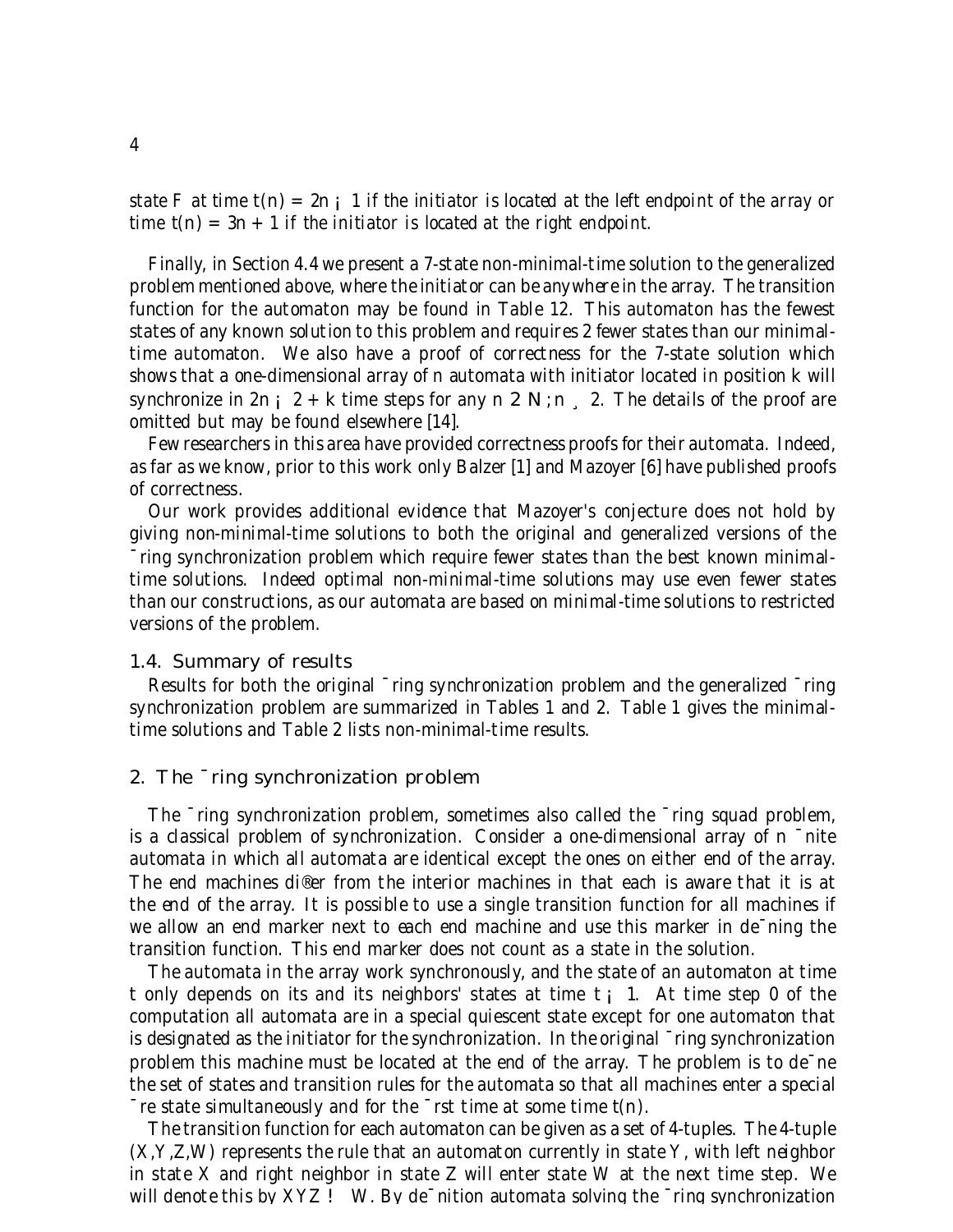state F at time $t(n) = 2n - 1$ if the initiator is located at the left endpoint of the array or time $t(n) = 3n + 1$ if the initiator is located at the right endpoint.

Finally, in Section 4.4 we present a 7-state non-minimal-time solution to the generalized problem mentioned above, where the initiator can be *anywhere* in the array. The transition function for the automaton may be found in Table 12. This automaton has the fewest states of any known solution to this problem and requires 2 fewer states than our minimal-time automaton. We also have a proof of correctness for the 7-state solution which shows that a one-dimensional array of $n$ automata with initiator located in position $k$ will synchronize in $2n - 2 + k$ time steps for any $n \in \mathbb{N}; n \geq 2$. The details of the proof are omitted but may be found elsewhere [14].

Few researchers in this area have provided correctness proofs for their automata. Indeed, as far as we know, prior to this work only Balzer [1] and Mazoyer [6] have published proofs of correctness.

Our work provides additional evidence that Mazoyer's conjecture does not hold by giving non-minimal-time solutions to both the original and generalized versions of the firing synchronization problem which require fewer states than the best known minimal-time solutions. Indeed optimal non-minimal-time solutions may use even fewer states than our constructions, as our automata are based on minimal-time solutions to restricted versions of the problem.

### 1.4. Summary of results

Results for both the original firing synchronization problem and the generalized firing synchronization problem are summarized in Tables 1 and 2. Table 1 gives the minimal-time solutions and Table 2 lists non-minimal-time results.

## 2. The firing synchronization problem

The firing synchronization problem, sometimes also called the firing squad problem, is a classical problem of synchronization. Consider a one-dimensional array of $n$ finite automata in which all automata are identical except the ones on either end of the array. The end machines differ from the interior machines in that each is aware that it is at the end of the array. It is possible to use a single transition function for all machines if we allow an end marker next to each end machine and use this marker in defining the transition function. This end marker does not count as a state in the solution.

The automata in the array work synchronously, and the state of an automaton at time $t$ only depends on its and its neighbors' states at time $t - 1$. At time step 0 of the computation all automata are in a special quiescent state except for one automaton that is designated as the initiator for the synchronization. In the original firing synchronization problem this machine must be located at the end of the array. The problem is to define the set of states and transition rules for the automata so that all machines enter a special fire state simultaneously and for the first time at some time $t(n)$.

The transition function for each automaton can be given as a set of 4-tuples. The 4-tuple (X,Y,Z,W) represents the rule that an automaton currently in state Y, with left neighbor in state X and right neighbor in state Z will enter state W at the next time step. We will denote this by $XYZ \rightarrow W$. By definition automata solving the firing synchronization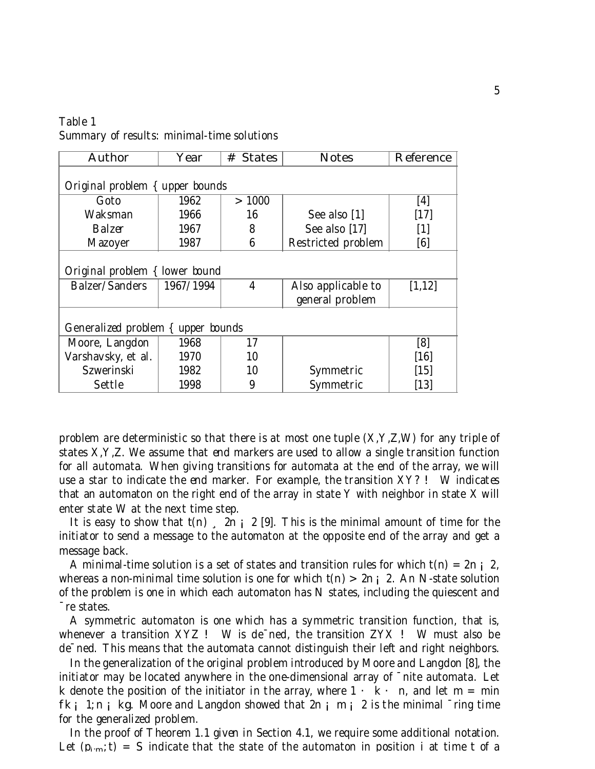Table 1
Summary of results: minimal-time solutions

| Author | Year | # States | Notes | Reference |
| --- | --- | --- | --- | --- |
| *Original problem – upper bounds* | | | | |
| Goto | 1962 | > 1000 | | [4] |
| Waksman | 1966 | 16 | See also [1] | [17] |
| Balzer | 1967 | 8 | See also [17] | [1] |
| Mazoyer | 1987 | 6 | Restricted problem | [6] |
| *Original problem – lower bound* | | | | |
| Balzer/Sanders | 1967/1994 | 4 | Also applicable to general problem | [1,12] |
| *Generalized problem – upper bounds* | | | | |
| Moore, Langdon | 1968 | 17 | | [8] |
| Varshavsky, et al. | 1970 | 10 | | [16] |
| Szwerinski | 1982 | 10 | Symmetric | [15] |
| Settle | 1998 | 9 | Symmetric | [13] |

problem are deterministic so that there is at most one tuple (X,Y,Z,W) for any triple of states X,Y,Z. We assume that end markers are used to allow a single transition function for all automata. When giving transitions for automata at the end of the array, we will use a star to indicate the end marker. For example, the transition $XY* \rightarrow W$ indicates that an automaton on the right end of the array in state Y with neighbor in state X will enter state W at the next time step.

It is easy to show that $t(n) \geq 2n - 2$ [9]. This is the minimal amount of time for the initiator to send a message to the automaton at the opposite end of the array and get a message back.

A minimal-time solution is a set of states and transition rules for which $t(n) = 2n - 2$, whereas a non-minimal time solution is one for which $t(n) > 2n - 2$. An N-state solution of the problem is one in which each automaton has N states, including the quiescent and fire states.

A symmetric automaton is one which has a symmetric transition function, that is, whenever a transition $XYZ \rightarrow W$ is defined, the transition $ZYX \rightarrow W$ must also be defined. This means that the automata cannot distinguish their left and right neighbors.

In the generalization of the original problem introduced by Moore and Langdon [8], the initiator may be located anywhere in the one-dimensional array of finite automata. Let $k$ denote the position of the initiator in the array, where $1 \leq k \leq n$, and let $m = \min\{k - 1, n - k\}$. Moore and Langdon showed that $2n - m - 2$ is the minimal firing time for the generalized problem.

In the proof of Theorem 1.1 given in Section 4.1, we require some additional notation. Let $(p_{i;m}, t) = S$ indicate that the state of the automaton in position $i$ at time $t$ of a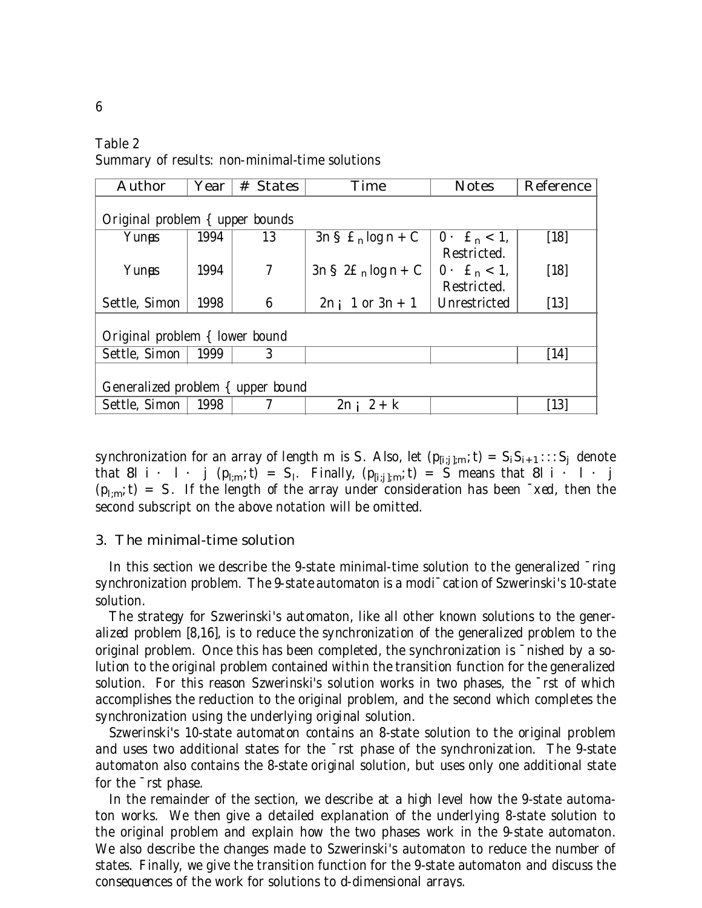Table 2
Summary of results: non-minimal-time solutions

| Author | Year | # States | Time | Notes | Reference |
|---|---|---|---|---|---|
| Original problem – upper bounds | | | | | |
| Yunès | 1994 | 13 | $3n \pm \epsilon_n \log n + C$ | $0 \leq \epsilon_n < 1$, Restricted. | [18] |
| Yunès | 1994 | 7 | $3n \pm 2\epsilon_n \log n + C$ | $0 \leq \epsilon_n < 1$, Restricted. | [18] |
| Settle, Simon | 1998 | 6 | $2n - 1$ or $3n + 1$ | Unrestricted | [13] |
| Original problem – lower bound | | | | | |
| Settle, Simon | 1999 | 3 | | | [14] |
| Generalized problem – upper bound | | | | | |
| Settle, Simon | 1998 | 7 | $2n - 2 + k$ | | [13] |

synchronization for an array of length $m$ is $S$. Also, let $(p_{[i;j];m}, t) = S_i S_{i+1} \ldots S_j$ denote that $\forall l \; i \leq l \leq j \; (p_{l;m}, t) = S_l$. Finally, $(p_{[i;j];m}, t) = S$ means that $\forall l \; i \leq l \leq j \; (p_{l;m}, t) = S$. If the length of the array under consideration has been fixed, then the second subscript on the above notation will be omitted.

## 3. The minimal-time solution

In this section we describe the 9-state minimal-time solution to the generalized firing synchronization problem. The 9-state automaton is a modification of Szwerinski's 10-state solution.

The strategy for Szwerinski's automaton, like all other known solutions to the generalized problem [8,16], is to reduce the synchronization of the generalized problem to the original problem. Once this has been completed, the synchronization is finished by a solution to the original problem contained within the transition function for the generalized solution. For this reason Szwerinski's solution works in two phases, the first of which accomplishes the reduction to the original problem, and the second which completes the synchronization using the underlying original solution.

Szwerinski's 10-state automaton contains an 8-state solution to the original problem and uses two additional states for the first phase of the synchronization. The 9-state automaton also contains the 8-state original solution, but uses only one additional state for the first phase.

In the remainder of the section, we describe at a high level how the 9-state automaton works. We then give a detailed explanation of the underlying 8-state solution to the original problem and explain how the two phases work in the 9-state automaton. We also describe the changes made to Szwerinski's automaton to reduce the number of states. Finally, we give the transition function for the 9-state automaton and discuss the consequences of the work for solutions to d-dimensional arrays.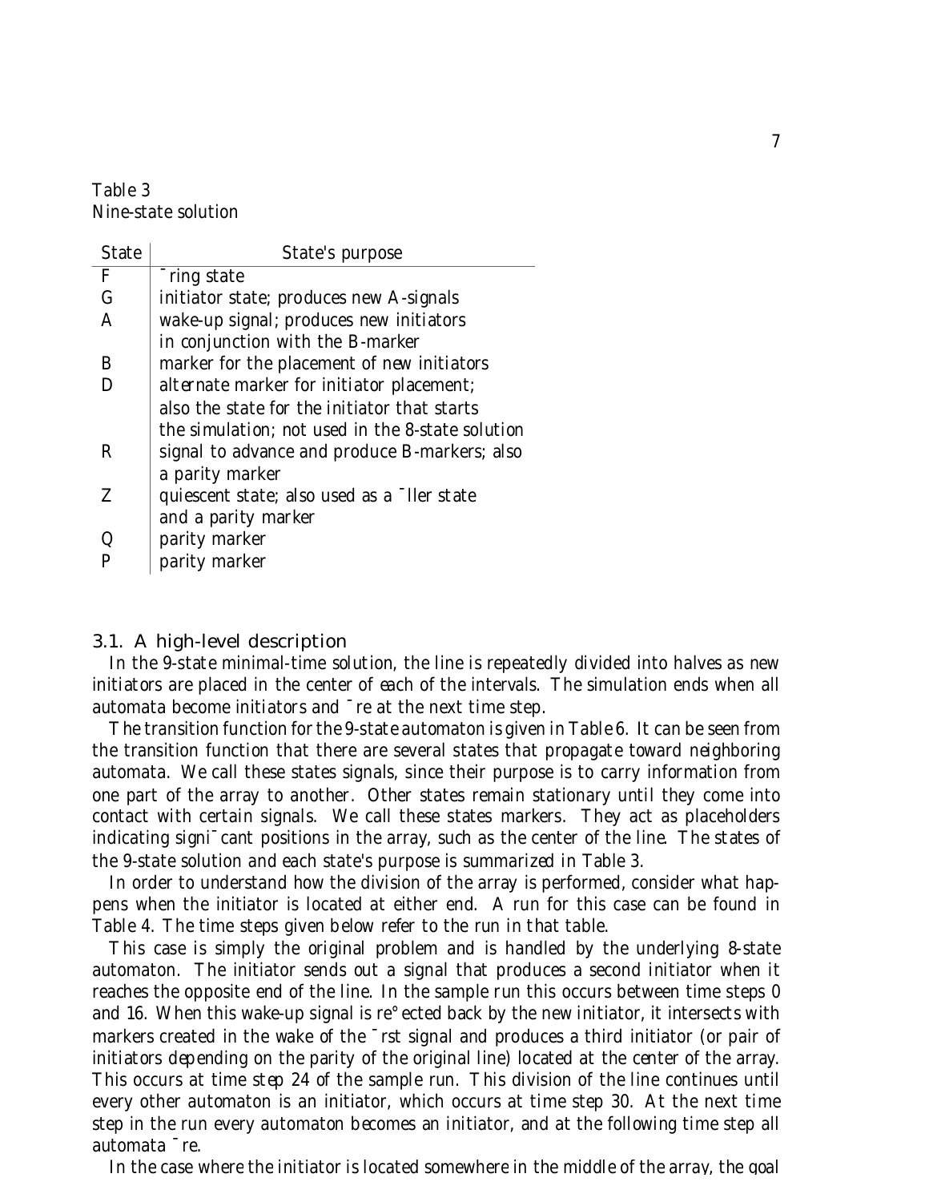Table 3
Nine-state solution

| State | State's purpose |
|---|---|
| F | firing state |
| G | initiator state; produces new A-signals |
| A | wake-up signal; produces new initiators in conjunction with the B-marker |
| B | marker for the placement of new initiators |
| D | alternate marker for initiator placement; also the state for the initiator that starts the simulation; not used in the 8-state solution |
| R | signal to advance and produce B-markers; also a parity marker |
| Z | quiescent state; also used as a filler state and a parity marker |
| Q | parity marker |
| P | parity marker |

### 3.1. A high-level description

In the 9-state minimal-time solution, the line is repeatedly divided into halves as new initiators are placed in the center of each of the intervals. The simulation ends when all automata become initiators and fire at the next time step.

The transition function for the 9-state automaton is given in Table 6. It can be seen from the transition function that there are several states that propagate toward neighboring automata. We call these states signals, since their purpose is to carry information from one part of the array to another. Other states remain stationary until they come into contact with certain signals. We call these states markers. They act as placeholders indicating significant positions in the array, such as the center of the line. The states of the 9-state solution and each state's purpose is summarized in Table 3.

In order to understand how the division of the array is performed, consider what happens when the initiator is located at either end. A run for this case can be found in Table 4. The time steps given below refer to the run in that table.

This case is simply the original problem and is handled by the underlying 8-state automaton. The initiator sends out a signal that produces a second initiator when it reaches the opposite end of the line. In the sample run this occurs between time steps 0 and 16. When this wake-up signal is reflected back by the new initiator, it intersects with markers created in the wake of the first signal and produces a third initiator (or pair of initiators depending on the parity of the original line) located at the center of the array. This occurs at time step 24 of the sample run. This division of the line continues until every other automaton is an initiator, which occurs at time step 30. At the next time step in the run every automaton becomes an initiator, and at the following time step all automata fire.

In the case where the initiator is located somewhere in the middle of the array, the goal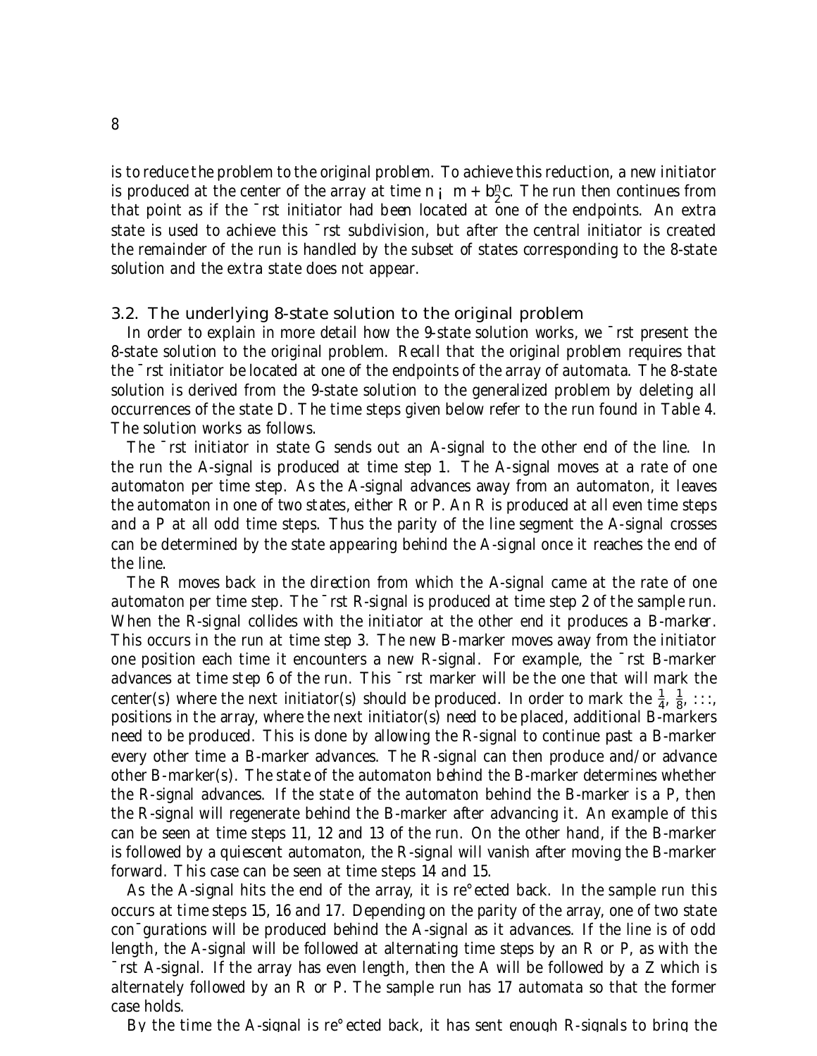is to reduce the problem to the original problem. To achieve this reduction, a new initiator is produced at the center of the array at time $n - m + \lfloor \frac{n}{2} \rfloor$. The run then continues from that point as if the first initiator had been located at one of the endpoints. An extra state is used to achieve this first subdivision, but after the central initiator is created the remainder of the run is handled by the subset of states corresponding to the 8-state solution and the extra state does not appear.

### 3.2. The underlying 8-state solution to the original problem

In order to explain in more detail how the 9-state solution works, we first present the 8-state solution to the original problem. Recall that the original problem requires that the first initiator be located at one of the endpoints of the array of automata. The 8-state solution is derived from the 9-state solution to the generalized problem by deleting all occurrences of the state D. The time steps given below refer to the run found in Table 4. The solution works as follows.

The first initiator in state G sends out an A-signal to the other end of the line. In the run the A-signal is produced at time step 1. The A-signal moves at a rate of one automaton per time step. As the A-signal advances away from an automaton, it leaves the automaton in one of two states, either R or P. An R is produced at all even time steps and a P at all odd time steps. Thus the parity of the line segment the A-signal crosses can be determined by the state appearing behind the A-signal once it reaches the end of the line.

The R moves back in the direction from which the A-signal came at the rate of one automaton per time step. The first R-signal is produced at time step 2 of the sample run. When the R-signal collides with the initiator at the other end it produces a B-marker. This occurs in the run at time step 3. The new B-marker moves away from the initiator one position each time it encounters a new R-signal. For example, the first B-marker advances at time step 6 of the run. This first marker will be the one that will mark the center(s) where the next initiator(s) should be produced. In order to mark the $\frac{1}{4}$, $\frac{1}{8}$, $\ldots$, positions in the array, where the next initiator(s) need to be placed, additional B-markers need to be produced. This is done by allowing the R-signal to continue past a B-marker every other time a B-marker advances. The R-signal can then produce and/or advance other B-marker(s). The state of the automaton behind the B-marker determines whether the R-signal advances. If the state of the automaton behind the B-marker is a P, then the R-signal will regenerate behind the B-marker after advancing it. An example of this can be seen at time steps 11, 12 and 13 of the run. On the other hand, if the B-marker is followed by a *quiescent* automaton, the R-signal will vanish after moving the B-marker forward. This case can be seen at time steps 14 and 15.

As the A-signal hits the end of the array, it is reflected back. In the sample run this occurs at time steps 15, 16 and 17. Depending on the parity of the array, one of two state configurations will be produced behind the A-signal as it advances. If the line is of odd length, the A-signal will be followed at alternating time steps by an R or P, as with the first A-signal. If the array has even length, then the A will be followed by a Z which is alternately followed by an R or P. The sample run has 17 automata so that the former case holds.

By the time the A-signal is reflected back, it has sent enough R-signals to bring the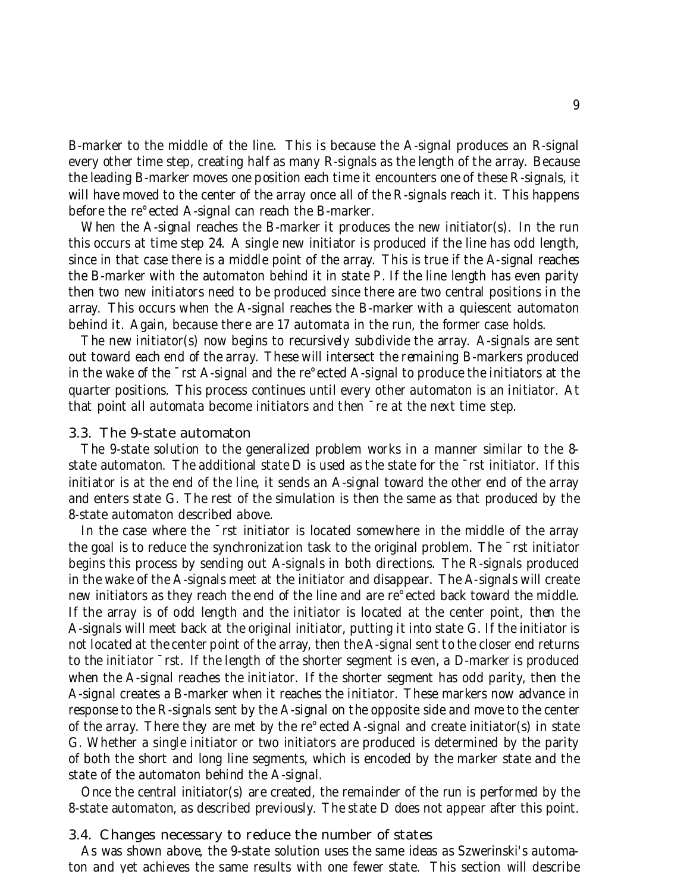B-marker to the middle of the line. This is because the A-signal produces an R-signal every other time step, creating half as many R-signals as the length of the array. Because the leading B-marker moves one position each time it encounters one of these R-signals, it will have moved to the center of the array once all of the R-signals reach it. This happens before the reflected A-signal can reach the B-marker.

When the A-signal reaches the B-marker it produces the new initiator(s). In the run this occurs at time step 24. A single new initiator is produced if the line has odd length, since in that case there is a middle point of the array. This is true if the A-signal reaches the B-marker with the automaton behind it in state P. If the line length has even parity then two new initiators need to be produced since there are two central positions in the array. This occurs when the A-signal reaches the B-marker with a quiescent automaton behind it. Again, because there are 17 automata in the run, the former case holds.

The new initiator(s) now begins to recursively subdivide the array. A-signals are sent out toward each end of the array. These will intersect the remaining B-markers produced in the wake of the first A-signal and the reflected A-signal to produce the initiators at the quarter positions. This process continues until every other automaton is an initiator. At that point all automata become initiators and then fire at the next time step.

### 3.3. The 9-state automaton

The 9-state solution to the generalized problem works in a manner similar to the 8-state automaton. The additional state D is used as the state for the first initiator. If this initiator is at the end of the line, it sends an A-signal toward the other end of the array and enters state G. The rest of the simulation is then the same as that produced by the 8-state automaton described above.

In the case where the first initiator is located somewhere in the middle of the array the goal is to reduce the synchronization task to the original problem. The first initiator begins this process by sending out A-signals in both directions. The R-signals produced in the wake of the A-signals meet at the initiator and disappear. The A-signals will create new initiators as they reach the end of the line and are reflected back toward the middle. If the array is of odd length and the initiator is located at the center point, then the A-signals will meet back at the original initiator, putting it into state G. If the initiator is not located at the center point of the array, then the A-signal sent to the closer end returns to the initiator first. If the length of the shorter segment is even, a D-marker is produced when the A-signal reaches the initiator. If the shorter segment has odd parity, then the A-signal creates a B-marker when it reaches the initiator. These markers now advance in response to the R-signals sent by the A-signal on the opposite side and move to the center of the array. There they are met by the reflected A-signal and create initiator(s) in state G. Whether a single initiator or two initiators are produced is determined by the parity of both the short and long line segments, which is encoded by the marker state and the state of the automaton behind the A-signal.

Once the central initiator(s) are created, the remainder of the run is performed by the 8-state automaton, as described previously. The state D does not appear after this point.

### 3.4. Changes necessary to reduce the number of states

As was shown above, the 9-state solution uses the same ideas as Szwerinski's automaton and yet achieves the same results with one fewer state. This section will describe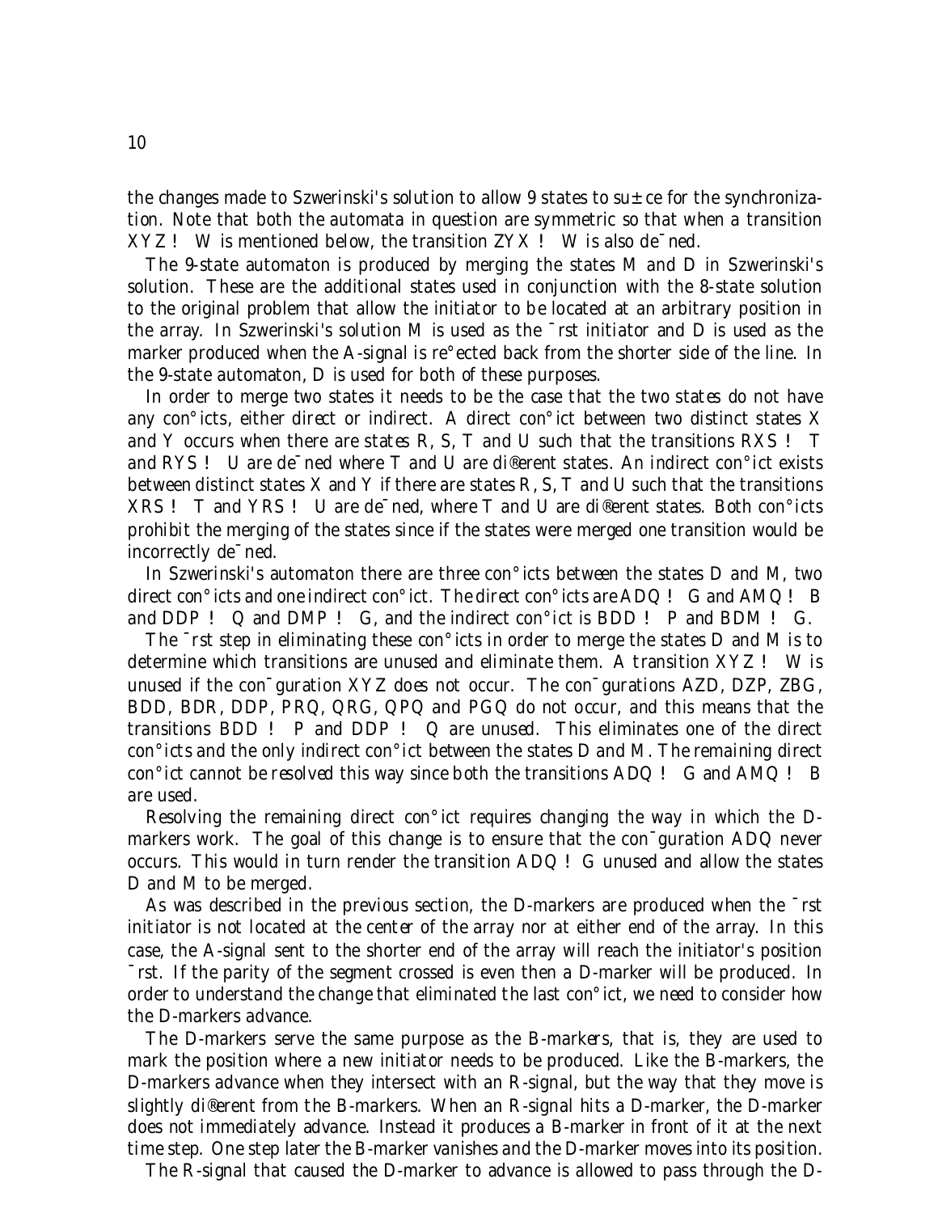the changes made to Szwerinski's solution to allow 9 states to suffice for the synchronization. Note that both the automata in question are symmetric so that when a transition $XYZ \to W$ is mentioned below, the transition $ZYX \to W$ is also defined.

The 9-state automaton is produced by merging the states M and D in Szwerinski's solution. These are the additional states used in conjunction with the 8-state solution to the original problem that allow the initiator to be located at an arbitrary position in the array. In Szwerinski's solution M is used as the first initiator and D is used as the marker produced when the A-signal is reflected back from the shorter side of the line. In the 9-state automaton, D is used for both of these purposes.

In order to merge two states it needs to be the case that the two states do not have any conflicts, either direct or indirect. A direct conflict between two distinct states X and Y occurs when there are states R, S, T and U such that the transitions $RXS \to T$ and $RYS \to U$ are defined where T and U are different states. An indirect conflict exists between distinct states X and Y if there are states R, S, T and U such that the transitions $XRS \to T$ and $YRS \to U$ are defined, where T and U are different states. Both conflicts prohibit the merging of the states since if the states were merged one transition would be incorrectly defined.

In Szwerinski's automaton there are three conflicts between the states D and M, two direct conflicts and one indirect conflict. The direct conflicts are $ADQ \to G$ and $AMQ \to B$ and $DDP \to Q$ and $DMP \to G$, and the indirect conflict is $BDD \to P$ and $BDM \to G$.

The first step in eliminating these conflicts in order to merge the states D and M is to determine which transitions are unused and eliminate them. A transition $XYZ \to W$ is unused if the configuration XYZ does not occur. The configurations AZD, DZP, ZBG, BDD, BDR, DDP, PRQ, QRG, QPQ and PGQ do not occur, and this means that the transitions $BDD \to P$ and $DDP \to Q$ are unused. This eliminates one of the direct conflicts and the only indirect conflict between the states D and M. The remaining direct conflict cannot be resolved this way since both the transitions $ADQ \to G$ and $AMQ \to B$ are used.

Resolving the remaining direct conflict requires changing the way in which the D-markers work. The goal of this change is to ensure that the configuration ADQ never occurs. This would in turn render the transition $ADQ \to G$ unused and allow the states D and M to be merged.

As was described in the previous section, the D-markers are produced when the first initiator is not located at the center of the array nor at either end of the array. In this case, the A-signal sent to the shorter end of the array will reach the initiator's position first. If the parity of the segment crossed is even then a D-marker will be produced. In order to understand the change that eliminated the last conflict, we need to consider how the D-markers advance.

The D-markers serve the same purpose as the B-markers, that is, they are used to mark the position where a new initiator needs to be produced. Like the B-markers, the D-markers advance when they intersect with an R-signal, but the way that they move is slightly different from the B-markers. When an R-signal hits a D-marker, the D-marker does not immediately advance. Instead it produces a B-marker in front of it at the next time step. One step later the B-marker vanishes and the D-marker moves into its position.

The R-signal that caused the D-marker to advance is allowed to pass through the D-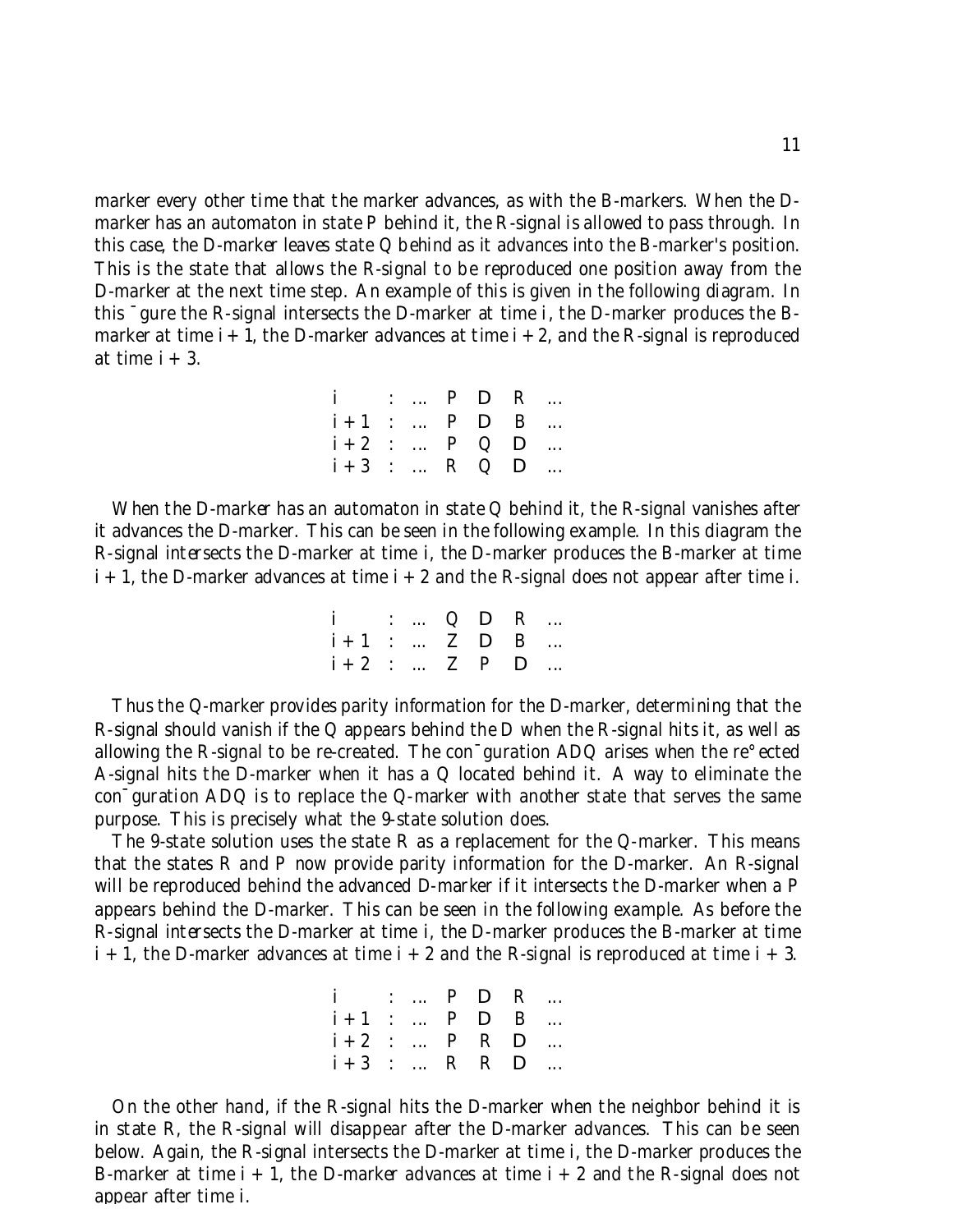marker every other time that the marker advances, as with the B-markers. When the D-marker has an automaton in state P behind it, the R-signal is allowed to pass through. In this case, the D-marker leaves state Q behind as it advances into the B-marker's position. This is the state that allows the R-signal to be reproduced one position away from the D-marker at the next time step. An example of this is given in the following diagram. In this figure the R-signal intersects the D-marker at time $i$, the D-marker produces the B-marker at time $i+1$, the D-marker advances at time $i+2$, and the R-signal is reproduced at time $i+3$.

```
i     : ...  P  D  R  ...
i + 1 : ...  P  D  B  ...
i + 2 : ...  P  Q  D  ...
i + 3 : ...  R  Q  D  ...
```

When the D-marker has an automaton in state Q behind it, the R-signal vanishes after it advances the D-marker. This can be seen in the following example. In this diagram the R-signal intersects the D-marker at time $i$, the D-marker produces the B-marker at time $i+1$, the D-marker advances at time $i+2$ and the R-signal does not appear after time $i$.

```
i     : ...  Q  D  R  ...
i + 1 : ...  Z  D  B  ...
i + 2 : ...  Z  P  D  ...
```

Thus the Q-marker provides parity information for the D-marker, determining that the R-signal should vanish if the Q appears behind the D when the R-signal hits it, as well as allowing the R-signal to be re-created. The configuration ADQ arises when the reflected A-signal hits the D-marker when it has a Q located behind it. A way to eliminate the configuration ADQ is to replace the Q-marker with another state that serves the same purpose. This is precisely what the 9-state solution does.

The 9-state solution uses the state R as a replacement for the Q-marker. This means that the states R and P now provide parity information for the D-marker. An R-signal will be reproduced behind the advanced D-marker if it intersects the D-marker when a P appears behind the D-marker. This can be seen in the following example. As before the R-signal intersects the D-marker at time $i$, the D-marker produces the B-marker at time $i+1$, the D-marker advances at time $i+2$ and the R-signal is reproduced at time $i+3$.

```
i     : ...  P  D  R  ...
i + 1 : ...  P  D  B  ...
i + 2 : ...  P  R  D  ...
i + 3 : ...  R  R  D  ...
```

On the other hand, if the R-signal hits the D-marker when the neighbor behind it is in state R, the R-signal will disappear after the D-marker advances. This can be seen below. Again, the R-signal intersects the D-marker at time $i$, the D-marker produces the B-marker at time $i+1$, the D-marker advances at time $i+2$ and the R-signal does not appear after time $i$.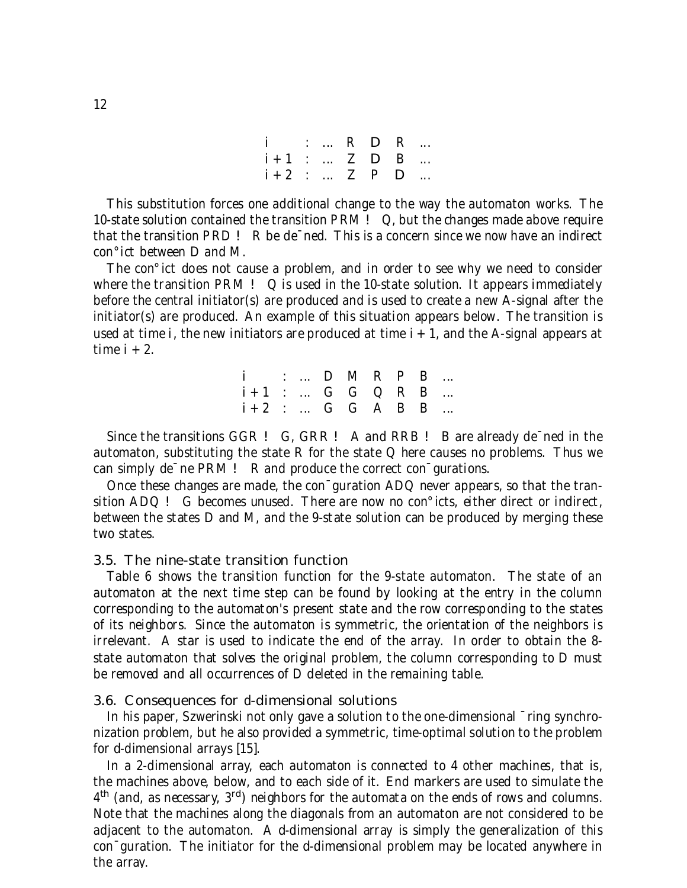| | | | | | |
|---|---|---|---|---|---|
| $i$ | : | ... | R | D | R | ... |
| $i+1$ | : | ... | Z | D | B | ... |
| $i+2$ | : | ... | Z | P | D | ... |

This substitution forces one additional change to the way the automaton works. The 10-state solution contained the transition PRM $\rightarrow$ Q, but the changes made above require that the transition PRD $\rightarrow$ R be defined. This is a concern since we now have an indirect conflict between D and M.

The conflict does not cause a problem, and in order to see why we need to consider where the transition PRM $\rightarrow$ Q is used in the 10-state solution. It appears immediately before the central initiator(s) are produced and is used to create a new A-signal after the initiator(s) are produced. An example of this situation appears below. The transition is used at time $i$, the new initiators are produced at time $i+1$, and the A-signal appears at time $i+2$.

| | | | | | | | | |
|---|---|---|---|---|---|---|---|---|
| $i$ | : | ... | D | M | R | P | B | ... |
| $i+1$ | : | ... | G | G | Q | R | B | ... |
| $i+2$ | : | ... | G | G | A | B | B | ... |

Since the transitions GGR $\rightarrow$ G, GRR $\rightarrow$ A and RRB $\rightarrow$ B are already defined in the automaton, substituting the state R for the state Q here causes no problems. Thus we can simply define PRM $\rightarrow$ R and produce the correct configurations.

Once these changes are made, the configuration ADQ never appears, so that the transition ADQ $\rightarrow$ G becomes unused. There are now no conflicts, either direct or indirect, between the states D and M, and the 9-state solution can be produced by merging these two states.

### 3.5. The nine-state transition function

Table 6 shows the transition function for the 9-state automaton. The state of an automaton at the next time step can be found by looking at the entry in the column corresponding to the automaton's present state and the row corresponding to the states of its neighbors. Since the automaton is symmetric, the orientation of the neighbors is irrelevant. A star is used to indicate the end of the array. In order to obtain the 8-state automaton that solves the original problem, the column corresponding to D must be removed and all occurrences of D deleted in the remaining table.

### 3.6. Consequences for d-dimensional solutions

In his paper, Szwerinski not only gave a solution to the one-dimensional firing synchronization problem, but he also provided a symmetric, time-optimal solution to the problem for d-dimensional arrays [15].

In a 2-dimensional array, each automaton is connected to 4 other machines, that is, the machines above, below, and to each side of it. End markers are used to simulate the 4th (and, as necessary, 3rd) neighbors for the automata on the ends of rows and columns. Note that the machines along the diagonals from an automaton are not considered to be adjacent to the automaton. A d-dimensional array is simply the generalization of this configuration. The initiator for the d-dimensional problem may be located anywhere in the array.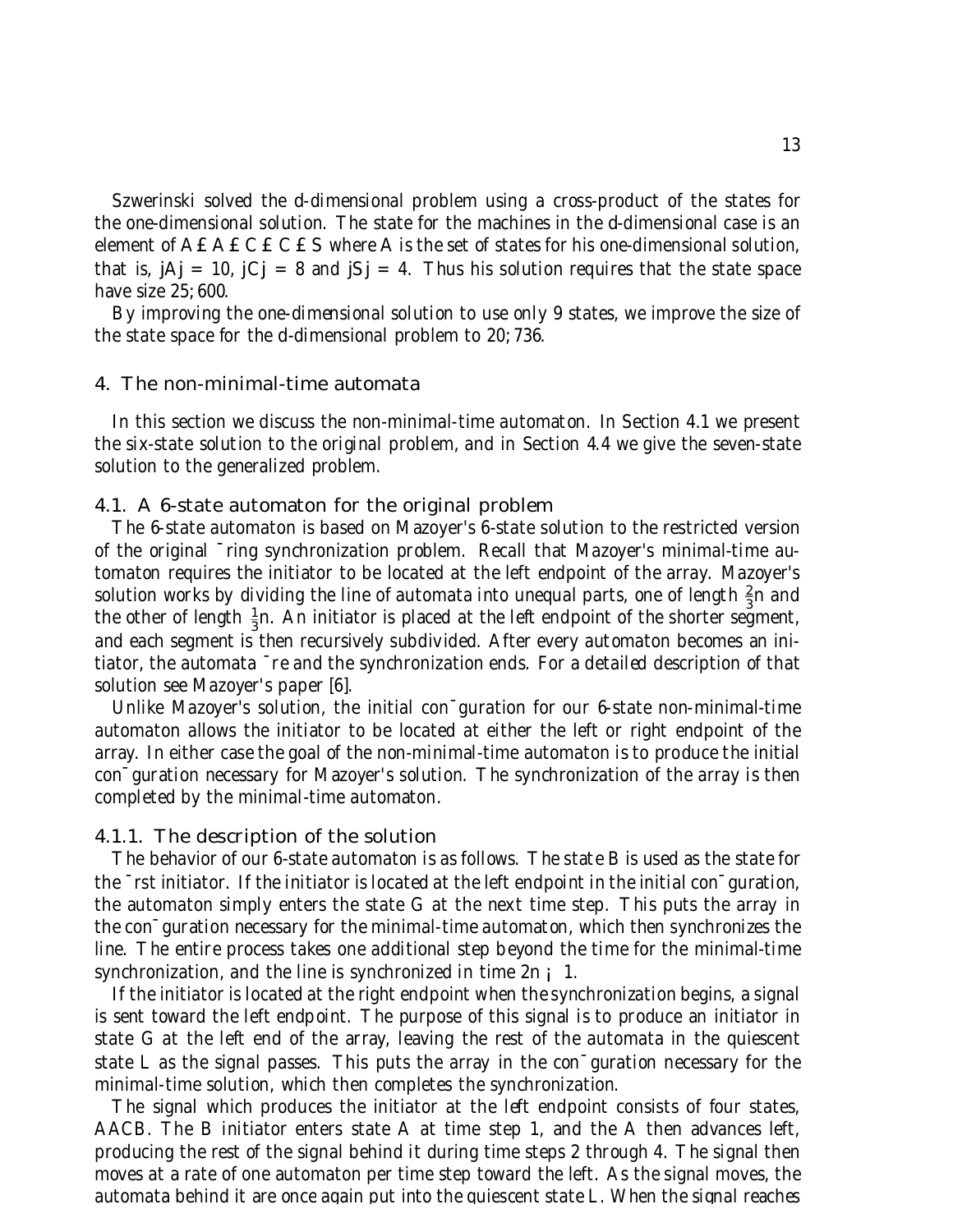Szwerinski solved the d-dimensional problem using a cross-product of the states for the one-dimensional solution. The state for the machines in the d-dimensional case is an element of $A \times A \times C \times C \times S$ where $A$ is the set of states for his one-dimensional solution, that is, $|A| = 10$, $|C| = 8$ and $|S| = 4$. Thus his solution requires that the state space have size 25,600.

By improving the one-dimensional solution to use only 9 states, we improve the size of the state space for the d-dimensional problem to 20,736.

## 4. The non-minimal-time automata

In this section we discuss the non-minimal-time automaton. In Section 4.1 we present the six-state solution to the original problem, and in Section 4.4 we give the seven-state solution to the generalized problem.

### 4.1. A 6-state automaton for the original problem

The 6-state automaton is based on Mazoyer's 6-state solution to the restricted version of the original firing synchronization problem. Recall that Mazoyer's minimal-time automaton requires the initiator to be located at the left endpoint of the array. Mazoyer's solution works by dividing the line of automata into unequal parts, one of length $\frac{2}{3}n$ and the other of length $\frac{1}{3}n$. An initiator is placed at the left endpoint of the shorter segment, and each segment is then recursively subdivided. After every automaton becomes an initiator, the automata fire and the synchronization ends. For a detailed description of that solution see Mazoyer's paper [6].

Unlike Mazoyer's solution, the initial configuration for our 6-state non-minimal-time automaton allows the initiator to be located at either the left or right endpoint of the array. In either case the goal of the non-minimal-time automaton is to produce the initial configuration necessary for Mazoyer's solution. The synchronization of the array is then completed by the minimal-time automaton.

#### 4.1.1. The description of the solution

The behavior of our 6-state automaton is as follows. The state B is used as the state for the first initiator. If the initiator is located at the left endpoint in the initial configuration, the automaton simply enters the state G at the next time step. This puts the array in the configuration necessary for the minimal-time automaton, which then synchronizes the line. The entire process takes one additional step beyond the time for the minimal-time synchronization, and the line is synchronized in time $2n - 1$.

If the initiator is located at the right endpoint when the synchronization begins, a signal is sent toward the left endpoint. The purpose of this signal is to produce an initiator in state G at the left end of the array, leaving the rest of the automata in the quiescent state L as the signal passes. This puts the array in the configuration necessary for the minimal-time solution, which then completes the synchronization.

The signal which produces the initiator at the left endpoint consists of four states, AACB. The B initiator enters state A at time step 1, and the A then advances left, producing the rest of the signal behind it during time steps 2 through 4. The signal then moves at a rate of one automaton per time step toward the left. As the signal moves, the automata behind it are once again put into the quiescent state L. When the signal reaches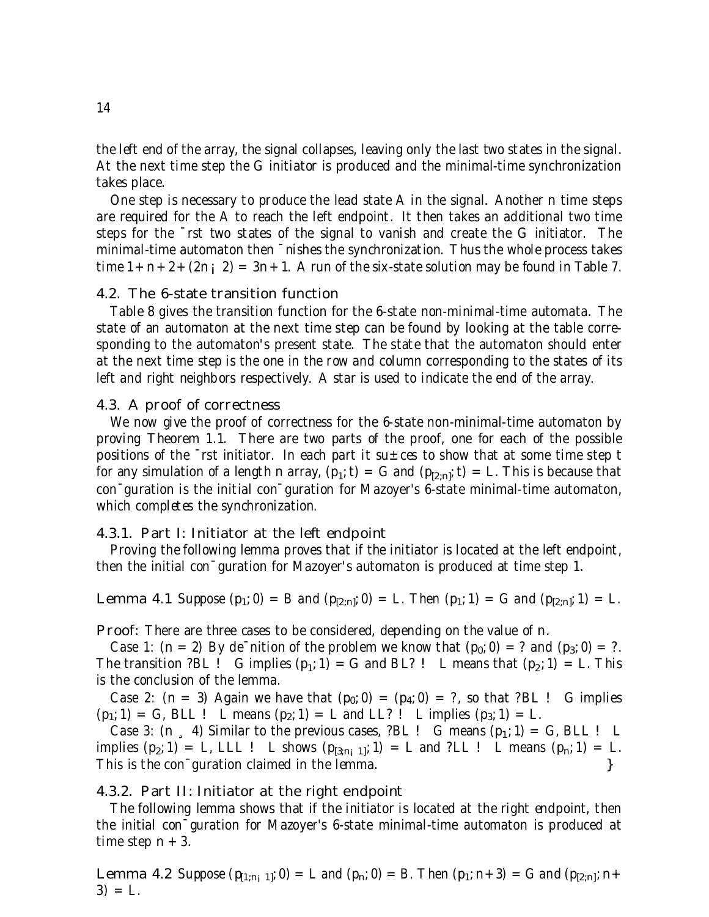the left end of the array, the signal collapses, leaving only the last two states in the signal. At the next time step the G initiator is produced and the minimal-time synchronization takes place.

One step is necessary to produce the lead state A in the signal. Another n time steps are required for the A to reach the left endpoint. It then takes an additional two time steps for the first two states of the signal to vanish and create the G initiator. The minimal-time automaton then finishes the synchronization. Thus the whole process takes time $1 + n + 2 + (2n - 2) = 3n + 1$. A run of the six-state solution may be found in Table 7.

### 4.2. The 6-state transition function

Table 8 gives the transition function for the 6-state non-minimal-time automata. The state of an automaton at the next time step can be found by looking at the table corresponding to the automaton's present state. The state that the automaton should enter at the next time step is the one in the row and column corresponding to the states of its left and right neighbors respectively. A star is used to indicate the end of the array.

### 4.3. A proof of correctness

We now give the proof of correctness for the 6-state non-minimal-time automaton by proving Theorem 1.1. There are two parts of the proof, one for each of the possible positions of the first initiator. In each part it suffices to show that at some time step t for any simulation of a length n array, $(p_1; t) = G$ and $(p_{[2;n]}; t) = L$. This is because that configuration is the initial configuration for Mazoyer's 6-state minimal-time automaton, which completes the synchronization.

#### 4.3.1. Part I: Initiator at the left endpoint

Proving the following lemma proves that if the initiator is located at the left endpoint, then the initial configuration for Mazoyer's automaton is produced at time step 1.

**Lemma 4.1** *Suppose* $(p_1; 0) = B$ *and* $(p_{[2;n]}; 0) = L$. *Then* $(p_1; 1) = G$ *and* $(p_{[2;n]}; 1) = L$.

**Proof:** There are three cases to be considered, depending on the value of n.

Case 1: $(n = 2)$ By definition of the problem we know that $(p_0; 0) = ?$ and $(p_3; 0) = ?$. The transition $?BL \to G$ implies $(p_1; 1) = G$ and $BL? \to L$ means that $(p_2; 1) = L$. This is the conclusion of the lemma.

Case 2: $(n = 3)$ Again we have that $(p_0; 0) = (p_4; 0) = ?$, so that $?BL \to G$ implies $(p_1; 1) = G$, $BLL \to L$ means $(p_2; 1) = L$ and $LL? \to L$ implies $(p_3; 1) = L$.

Case 3: $(n \geq 4)$ Similar to the previous cases, $?BL \to G$ means $(p_1; 1) = G$, $BLL \to L$ implies $(p_2; 1) = L$, $LLL \to L$ shows $(p_{[3;n-1]}; 1) = L$ and $?LL \to L$ means $(p_n; 1) = L$. This is the configuration claimed in the lemma. $\square$

#### 4.3.2. Part II: Initiator at the right endpoint

The following lemma shows that if the initiator is located at the right endpoint, then the initial configuration for Mazoyer's 6-state minimal-time automaton is produced at time step $n + 3$.

**Lemma 4.2** *Suppose* $(p_{[1;n-1]}; 0) = L$ *and* $(p_n; 0) = B$. *Then* $(p_1; n+3) = G$ *and* $(p_{[2;n]}; n+3) = L$.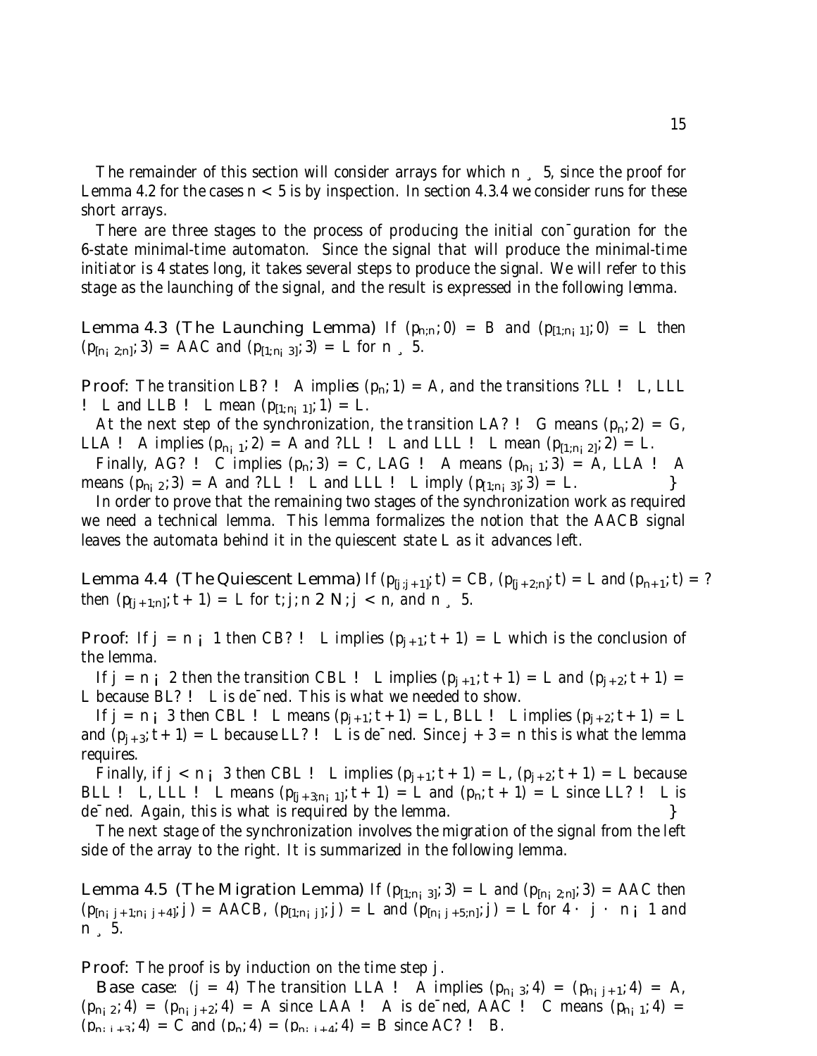The remainder of this section will consider arrays for which $n \geq 5$, since the proof for Lemma 4.2 for the cases $n < 5$ is by inspection. In section 4.3.4 we consider runs for these short arrays.

There are three stages to the process of producing the initial configuration for the 6-state minimal-time automaton. Since the signal that will produce the minimal-time initiator is 4 states long, it takes several steps to produce the signal. We will refer to this stage as the launching of the signal, and the result is expressed in the following lemma.

**Lemma 4.3 (The Launching Lemma)** *If $(p_{n;n}; 0) = B$ and $(p_{[1;n-1]}; 0) = L$ then $(p_{[n-2;n]}; 3) = AAC$ and $(p_{[1;n-3]}; 3) = L$ for $n \geq 5$.*

**Proof:** *The transition $LB? \to A$ implies $(p_n; 1) = A$, and the transitions $?LL \to L$, $LLL \to L$ and $LLB \to L$ mean $(p_{[1;n-1]}; 1) = L$.*

*At the next step of the synchronization, the transition $LA? \to G$ means $(p_n; 2) = G$, $LLA \to A$ implies $(p_{n-1}; 2) = A$ and $?LL \to L$ and $LLL \to L$ mean $(p_{[1;n-2]}; 2) = L$.*

*Finally, $AG? \to C$ implies $(p_n; 3) = C$, $LAG \to A$ means $(p_{n-1}; 3) = A$, $LLA \to A$ means $(p_{n-2}; 3) = A$ and $?LL \to L$ and $LLL \to L$ imply $(p_{[1;n-3]}; 3) = L$.* $\Box$

In order to prove that the remaining two stages of the synchronization work as required we need a technical lemma. This lemma formalizes the notion that the AACB signal leaves the automata behind it in the quiescent state L as it advances left.

**Lemma 4.4 (The Quiescent Lemma)** *If $(p_{[j;j+1]}; t) = CB$, $(p_{[j+2;n]}; t) = L$ and $(p_{n+1}; t) = ?$ then $(p_{[j+1;n]}; t+1) = L$ for $t, j, n \in \mathbf{N}$, $j < n$, and $n \geq 5$.*

**Proof:** *If $j = n-1$ then $CB? \to L$ implies $(p_{j+1}; t+1) = L$ which is the conclusion of the lemma.*

*If $j = n-2$ then the transition $CBL \to L$ implies $(p_{j+1}; t+1) = L$ and $(p_{j+2}; t+1) = L$ because $BL? \to L$ is defined. This is what we needed to show.*

*If $j = n-3$ then $CBL \to L$ means $(p_{j+1}; t+1) = L$, $BLL \to L$ implies $(p_{j+2}; t+1) = L$ and $(p_{j+3}; t+1) = L$ because $LL? \to L$ is defined. Since $j+3 = n$ this is what the lemma requires.*

*Finally, if $j < n-3$ then $CBL \to L$ implies $(p_{j+1}; t+1) = L$, $(p_{j+2}; t+1) = L$ because $BLL \to L$, $LLL \to L$ means $(p_{[j+3;n-1]}; t+1) = L$ and $(p_n; t+1) = L$ since $LL? \to L$ is defined. Again, this is what is required by the lemma.* $\Box$

The next stage of the synchronization involves the migration of the signal from the left side of the array to the right. It is summarized in the following lemma.

**Lemma 4.5 (The Migration Lemma)** *If $(p_{[1;n-3]}; 3) = L$ and $(p_{[n-2;n]}; 3) = AAC$ then $(p_{[n-j+1;n-j+4]}; j) = AACB$, $(p_{[1;n-j]}; j) = L$ and $(p_{[n-j+5;n]}; j) = L$ for $4 \leq j \leq n-1$ and $n \geq 5$.*

**Proof:** *The proof is by induction on the time step $j$.*

**Base case:** *($j = 4$) The transition $LLA \to A$ implies $(p_{n-3}; 4) = (p_{n-j+1}; 4) = A$, $(p_{n-2}; 4) = (p_{n-j+2}; 4) = A$ since $LAA \to A$ is defined, $AAC \to C$ means $(p_{n-1}; 4) = (p_{n-j+3}; 4) = C$ and $(p_n; 4) = (p_{n-j+4}; 4) = B$ since $AC? \to B$.*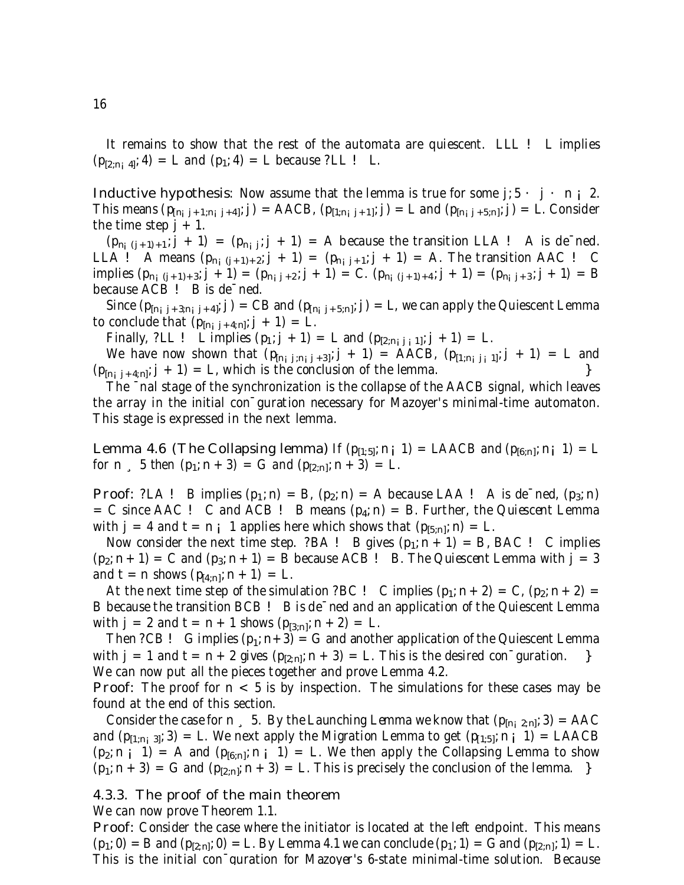It remains to show that the rest of the automata are quiescent. $LLL \to L$ implies $(p_{[2;n-4]}, 4) = L$ and $(p_1, 4) = L$ because $?LL \to L$.

**Inductive hypothesis**: Now assume that the lemma is true for some $j, 5 \le j \le n-2$. This means $(p_{[n-j+1;n-j+4]}, j) = AACB$, $(p_{[1;n-j+1]}, j) = L$ and $(p_{[n-j+5;n]}, j) = L$. Consider the time step $j+1$.

$(p_{n-(j+1)+1}, j+1) = (p_{n-j}, j+1) = A$ because the transition $LLA \to A$ is defined. $LLA \to A$ means $(p_{n-(j+1)+2}, j+1) = (p_{n-j+1}, j+1) = A$. The transition $AAC \to C$ implies $(p_{n-(j+1)+3}, j+1) = (p_{n-j+2}, j+1) = C$. $(p_{n-(j+1)+4}, j+1) = (p_{n-j+3}, j+1) = B$ because $ACB \to B$ is defined.

Since $(p_{[n-j+3;n-j+4]}, j) = CB$ and $(p_{[n-j+5;n]}, j) = L$, we can apply the Quiescent Lemma to conclude that $(p_{[n-j+4;n]}, j+1) = L$.

Finally, $?LL \to L$ implies $(p_1, j+1) = L$ and $(p_{[2;n-j-1]}, j+1) = L$.

We have now shown that $(p_{[n-j;n-j+3]}, j+1) = AACB$, $(p_{[1;n-j-1]}, j+1) = L$ and $(p_{[n-j+4;n]}, j+1) = L$, which is the conclusion of the lemma. $\diamond$

The final stage of the synchronization is the collapse of the $AACB$ signal, which leaves the array in the initial configuration necessary for Mazoyer's minimal-time automaton. This stage is expressed in the next lemma.

**Lemma 4.6 (The Collapsing lemma)** *If $(p_{[1;5]}, n-1) = LAACB$ and $(p_{[6;n]}, n-1) = L$ for $n \ge 5$ then $(p_1, n+3) = G$ and $(p_{[2;n]}, n+3) = L$.*

**Proof**: $?LA \to B$ implies $(p_1, n) = B$, $(p_2, n) = A$ because $LAA \to A$ is defined, $(p_3, n) = C$ since $AAC \to C$ and $ACB \to B$ means $(p_4, n) = B$. Further, the *Quiescent Lemma* with $j = 4$ and $t = n-1$ applies here which shows that $(p_{[5;n]}, n) = L$.

Now consider the next time step. $?BA \to B$ gives $(p_1, n+1) = B$, $BAC \to C$ implies $(p_2, n+1) = C$ and $(p_3, n+1) = B$ because $ACB \to B$. The *Quiescent Lemma* with $j = 3$ and $t = n$ shows $(p_{[4;n]}, n+1) = L$.

At the next time step of the simulation $?BC \to C$ implies $(p_1, n+2) = C$, $(p_2, n+2) = B$ because the transition $BCB \to B$ is defined and an application of the Quiescent Lemma with $j = 2$ and $t = n+1$ shows $(p_{[3;n]}, n+2) = L$.

Then $?CB \to G$ implies $(p_1, n+3) = G$ and another application of the *Quiescent Lemma* with $j = 1$ and $t = n+2$ gives $(p_{[2;n]}, n+3) = L$. This is the desired configuration. $\diamond$

We can now put all the pieces together and prove Lemma 4.2.

**Proof**: The proof for $n < 5$ is by inspection. The simulations for these cases may be found at the end of this section.

Consider the case for $n \ge 5$. By the *Launching Lemma* we know that $(p_{[n-2;n]}, 3) = AAC$ and $(p_{[1;n-3]}, 3) = L$. We next apply the *Migration Lemma* to get $(p_{[1;5]}, n-1) = LAACB$ $(p_2, n-1) = A$ and $(p_{[6;n]}, n-1) = L$. We then apply the *Collapsing Lemma* to show $(p_1, n+3) = G$ and $(p_{[2;n]}, n+3) = L$. This is precisely the conclusion of the lemma. $\diamond$

### 4.3.3. The proof of the main theorem

We can now prove Theorem 1.1.

**Proof**: Consider the case where the initiator is located at the left endpoint. This means $(p_1, 0) = B$ and $(p_{[2;n]}, 0) = L$. By Lemma 4.1 we can conclude $(p_1, 1) = G$ and $(p_{[2;n]}, 1) = L$. This is the initial configuration for Mazoyer's 6-state minimal-time solution. Because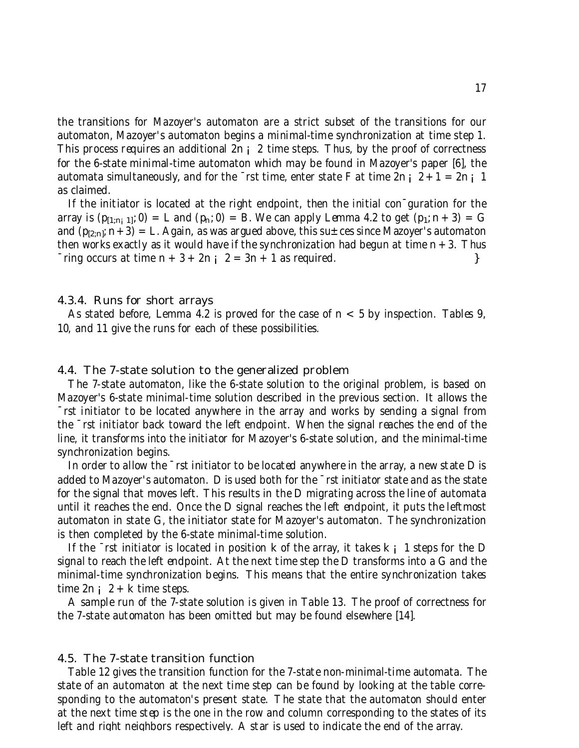the transitions for Mazoyer's automaton are a strict subset of the transitions for our automaton, Mazoyer's automaton begins a minimal-time synchronization at time step 1. This process requires an additional $2n - 2$ time steps. Thus, by the proof of correctness for the 6-state minimal-time automaton which may be found in Mazoyer's paper [6], the automata simultaneously, and for the first time, enter state F at time $2n - 2 + 1 = 2n - 1$ as claimed.

If the initiator is located at the right endpoint, then the initial configuration for the array is $(p_{[1;n-1]}; 0) = L$ and $(p_n; 0) = B$. We can apply Lemma 4.2 to get $(p_1; n+3) = G$ and $(p_{[2;n]}; n+3) = L$. Again, as was argued above, this suffices since Mazoyer's automaton then works exactly as it would have if the synchronization had begun at time $n+3$. Thus firing occurs at time $n + 3 + 2n - 2 = 3n + 1$ as required. }

#### 4.3.4. Runs for short arrays

As stated before, Lemma 4.2 is proved for the case of $n < 5$ by inspection. Tables 9, 10, and 11 give the runs for each of these possibilities.

### 4.4. The 7-state solution to the generalized problem

The 7-state automaton, like the 6-state solution to the original problem, is based on Mazoyer's 6-state minimal-time solution described in the previous section. It allows the first initiator to be located anywhere in the array and works by sending a signal from the first initiator back toward the left endpoint. When the signal reaches the end of the line, it transforms into the initiator for Mazoyer's 6-state solution, and the minimal-time synchronization begins.

In order to allow the first initiator to be located anywhere in the array, a new state D is added to Mazoyer's automaton. D is used both for the first initiator state and as the state for the signal that moves left. This results in the D migrating across the line of automata until it reaches the end. Once the D signal reaches the left endpoint, it puts the leftmost automaton in state G, the initiator state for Mazoyer's automaton. The synchronization is then completed by the 6-state minimal-time solution.

If the first initiator is located in position $k$ of the array, it takes $k - 1$ steps for the D signal to reach the left endpoint. At the next time step the D transforms into a G and the minimal-time synchronization begins. This means that the entire synchronization takes time $2n - 2 + k$ time steps.

A sample run of the 7-state solution is given in Table 13. The proof of correctness for the 7-state automaton has been omitted but may be found elsewhere [14].

### 4.5. The 7-state transition function

Table 12 gives the transition function for the 7-state non-minimal-time automata. The state of an automaton at the next time step can be found by looking at the table corresponding to the automaton's present state. The state that the automaton should enter at the next time step is the one in the row and column corresponding to the states of its left and right neighbors respectively. A star is used to indicate the end of the array.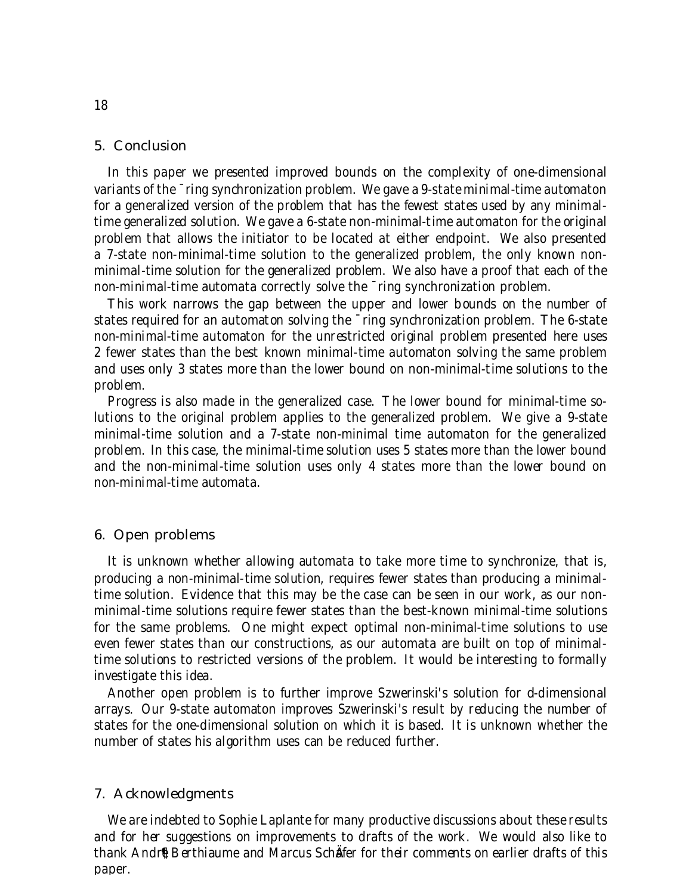## 5. Conclusion

In this paper we presented improved bounds on the complexity of one-dimensional variants of the firing synchronization problem. We gave a 9-state minimal-time automaton for a generalized version of the problem that has the fewest states used by any minimal-time generalized solution. We gave a 6-state non-minimal-time automaton for the original problem that allows the initiator to be located at either endpoint. We also presented a 7-state non-minimal-time solution to the generalized problem, the only known non-minimal-time solution for the generalized problem. We also have a proof that each of the non-minimal-time automata correctly solve the firing synchronization problem.

This work narrows the gap between the upper and lower bounds on the number of states required for an automaton solving the firing synchronization problem. The 6-state non-minimal-time automaton for the unrestricted original problem presented here uses 2 fewer states than the best known minimal-time automaton solving the same problem and uses only 3 states more than the lower bound on non-minimal-time solutions to the problem.

Progress is also made in the generalized case. The lower bound for minimal-time solutions to the original problem applies to the generalized problem. We give a 9-state minimal-time solution and a 7-state non-minimal time automaton for the generalized problem. In this case, the minimal-time solution uses 5 states more than the lower bound and the non-minimal-time solution uses only 4 states more than the lower bound on non-minimal-time automata.

## 6. Open problems

It is unknown whether allowing automata to take more time to synchronize, that is, producing a non-minimal-time solution, requires fewer states than producing a minimal-time solution. Evidence that this may be the case can be seen in our work, as our non-minimal-time solutions require fewer states than the best-known minimal-time solutions for the same problems. One might expect optimal non-minimal-time solutions to use even fewer states than our constructions, as our automata are built on top of minimal-time solutions to restricted versions of the problem. It would be interesting to formally investigate this idea.

Another open problem is to further improve Szwerinski's solution for $d$-dimensional arrays. Our 9-state automaton improves Szwerinski's result by reducing the number of states for the one-dimensional solution on which it is based. It is unknown whether the number of states his algorithm uses can be reduced further.

## 7. Acknowledgments

We are indebted to Sophie Laplante for many productive discussions about these results and for her suggestions on improvements to drafts of the work. We would also like to thank André Berthiaume and Marcus Schäfer for their comments on earlier drafts of this paper.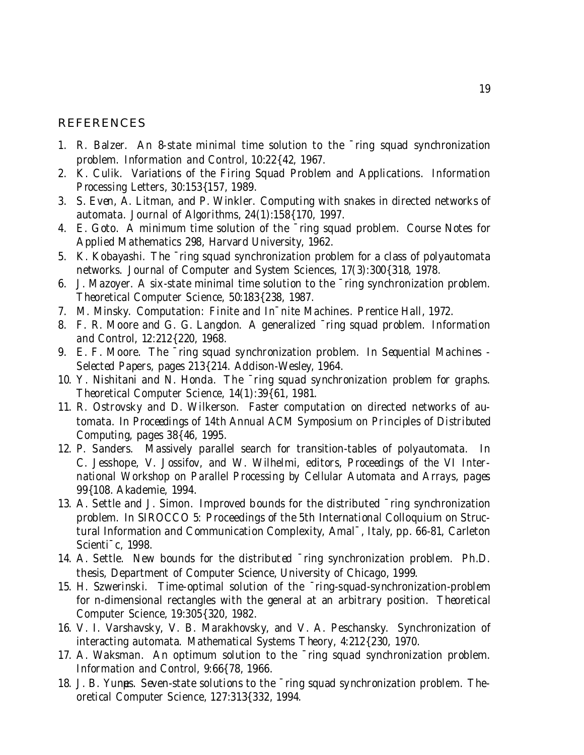## REFERENCES

1. R. Balzer. An 8-state minimal time solution to the ¯ring squad synchronization problem. *Information and Control*, 10:22{42, 1967.
2. K. Culik. Variations of the Firing Squad Problem and Applications. *Information Processing Letters*, 30:153{157, 1989.
3. S. Even, A. Litman, and P. Winkler. Computing with snakes in directed networks of automata. *Journal of Algorithms*, 24(1):158{170, 1997.
4. E. Goto. A minimum time solution of the ¯ring squad problem. Course Notes for Applied Mathematics 298, Harvard University, 1962.
5. K. Kobayashi. The ¯ring squad synchronization problem for a class of polyautomata networks. *Journal of Computer and System Sciences*, 17(3):300{318, 1978.
6. J. Mazoyer. A six-state minimal time solution to the ¯ring synchronization problem. *Theoretical Computer Science*, 50:183{238, 1987.
7. M. Minsky. *Computation: Finite and In¯nite Machines*. Prentice Hall, 1972.
8. F. R. Moore and G. G. Langdon. A generalized ¯ring squad problem. *Information and Control*, 12:212{220, 1968.
9. E. F. Moore. The ¯ring squad synchronization problem. In *Sequential Machines - Selected Papers*, pages 213{214. Addison-Wesley, 1964.
10. Y. Nishitani and N. Honda. The ¯ring squad synchronization problem for graphs. *Theoretical Computer Science*, 14(1):39{61, 1981.
11. R. Ostrovsky and D. Wilkerson. Faster computation on directed networks of automata. In *Proceedings of 14th Annual ACM Symposium on Principles of Distributed Computing*, pages 38{46, 1995.
12. P. Sanders. Massively parallel search for transition-tables of polyautomata. In C. Jesshope, V. Jossifov, and W. Wilhelmi, editors, *Proceedings of the VI International Workshop on Parallel Processing by Cellular Automata and Arrays*, pages 99{108. Akademie, 1994.
13. A. Settle and J. Simon. Improved bounds for the distributed ¯ring synchronization problem. In *SIROCCO 5: Proceedings of the 5th International Colloquium on Structural Information and Communication Complexity*, Amal¯, Italy, pp. 66-81, Carleton Scienti¯c, 1998.
14. A. Settle. *New bounds for the distributed ¯ring synchronization problem*. Ph.D. thesis, Department of Computer Science, University of Chicago, 1999.
15. H. Szwerinski. Time-optimal solution of the ¯ring-squad-synchronization-problem for n-dimensional rectangles with the general at an arbitrary position. *Theoretical Computer Science*, 19:305{320, 1982.
16. V. I. Varshavsky, V. B. Marakhovsky, and V. A. Peschansky. Synchronization of interacting automata. *Mathematical Systems Theory*, 4:212{230, 1970.
17. A. Waksman. An optimum solution to the ¯ring squad synchronization problem. *Information and Control*, 9:66{78, 1966.
18. J. B. Yunès. Seven-state solutions to the ¯ring squad synchronization problem. *Theoretical Computer Science*, 127:313{332, 1994.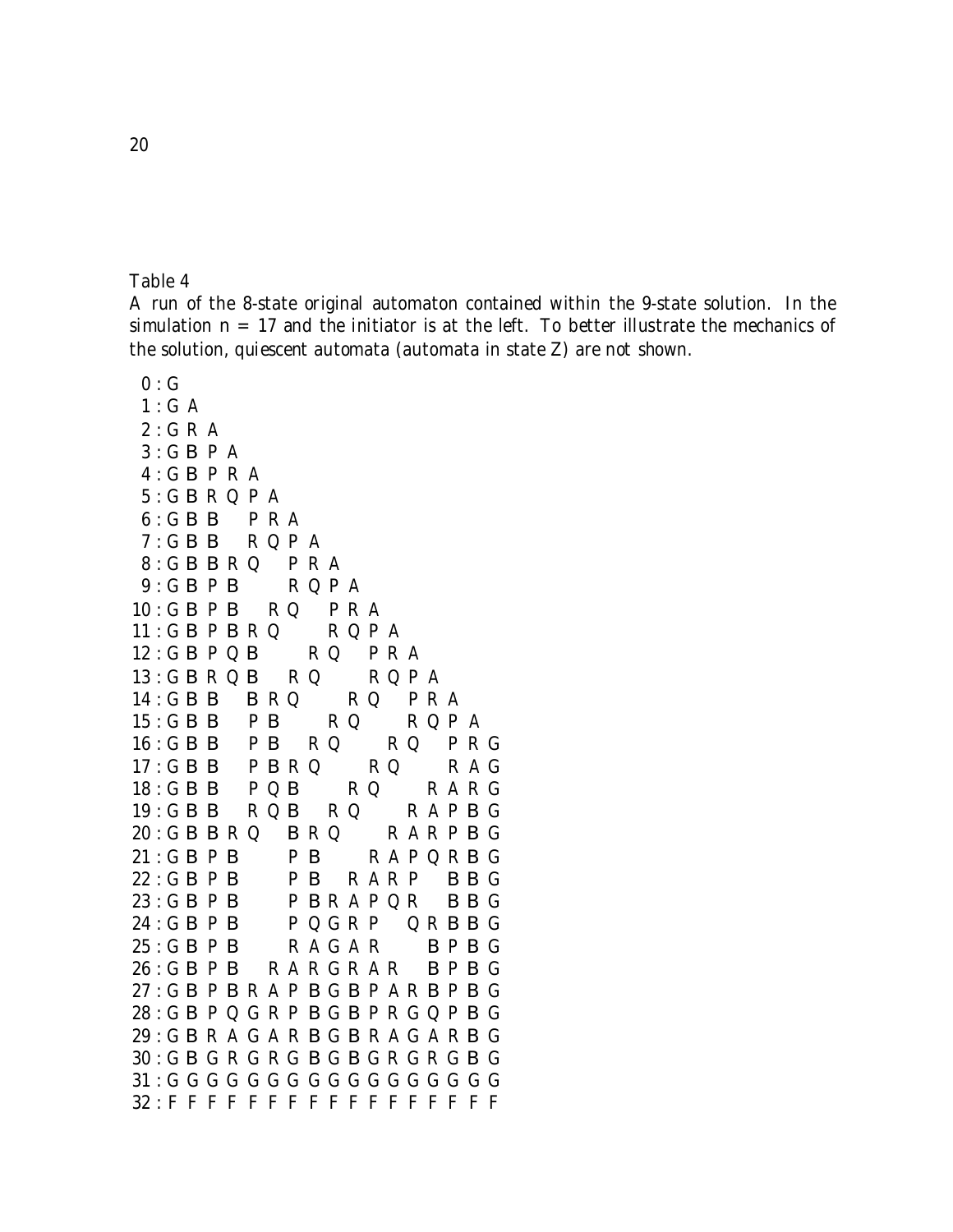Table 4

A run of the 8-state original automaton contained within the 9-state solution. In the simulation n = 17 and the initiator is at the left. To better illustrate the mechanics of the solution, quiescent automata (automata in state Z) are not shown.

```
 0 : G
 1 : G A
 2 : G R A
 3 : G B P A
 4 : G B P R A
 5 : G B R Q P A
 6 : G B B   P R A
 7 : G B B   R Q P A
 8 : G B B R Q   P R A
 9 : G B P B     R Q P A
10 : G B P B   R Q   P R A
11 : G B P B R Q     R Q P A
12 : G B P Q B     R Q   P R A
13 : G B R Q B   R Q     R Q P A
14 : G B B   B R Q     R Q   P R A
15 : G B B   P B     R Q     R Q P A
16 : G B B   P B   R Q     R Q   P R G
17 : G B B   P B R Q     R Q     R A G
18 : G B B   P Q B     R Q     R A R G
19 : G B B   R Q B   R Q     R A P B G
20 : G B B R Q   B R Q     R A R P B G
21 : G B P B     P B     R A P Q R B G
22 : G B P B     P B   R A R P   B B G
23 : G B P B     P B R A P Q R   B B G
24 : G B P B     P Q G R P   Q R B B G
25 : G B P B     R A G A R     B P B G
26 : G B P B   R A R G R A R   B P B G
27 : G B P B R A P B G B P A R B P B G
28 : G B P Q G R P B G B P R G Q P B G
29 : G B R A G A R B G B R A G A R B G
30 : G B G R G R G B G B G R G R G B G
31 : G G G G G G G G G G G G G G G G G
32 : F F F F F F F F F F F F F F F F F
```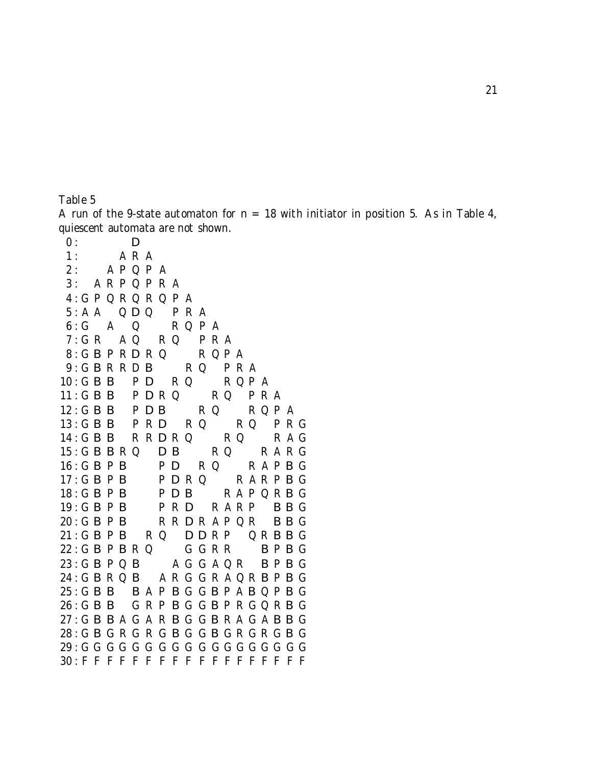Table 5

A run of the 9-state automaton for n = 18 with initiator in position 5. As in Table 4, quiescent automata are not shown.

```
 0:         D
 1:       A R A
 2:     A P Q P A
 3:   A R P Q P R A
 4: G P Q R Q R Q P A
 5: A A   Q D Q   P R A
 6: G   A   Q     R Q P A
 7: G R   A Q   R Q   P R A
 8: G B P R D R Q     R Q P A
 9: G B R R D B     R Q   P R A
10: G B B   P D   R Q     R Q P A
11: G B B   P D R Q     R Q   P R A
12: G B B   P D B     R Q     R Q P A
13: G B B   P R D   R Q     R Q   P R G
14: G B B   R R D R Q     R Q     R A G
15: G B B R Q   D B     R Q     R A R G
16: G B P B     P D   R Q     R A P B G
17: G B P B     P D R Q     R A R P B G
18: G B P B     P D B     R A P Q R B G
19: G B P B     P R D   R A R P   B B G
20: G B P B     R R D R A P Q R   B B G
21: G B P B   R Q   D D R P   Q R B B G
22: G B P B R Q     G G R R     B P B G
23: G B P Q B     A G G A Q R   B P B G
24: G B R Q B   A R G G R A Q R B P B G
25: G B B   B A P B G G B P A B Q P B G
26: G B B   G R P B G G B P R G Q R B G
27: G B B A G A R B G G B R A G A B B G
28: G B G R G R G B G G B G R G R G B G
29: G G G G G G G G G G G G G G G G G G
30: F F F F F F F F F F F F F F F F F F
```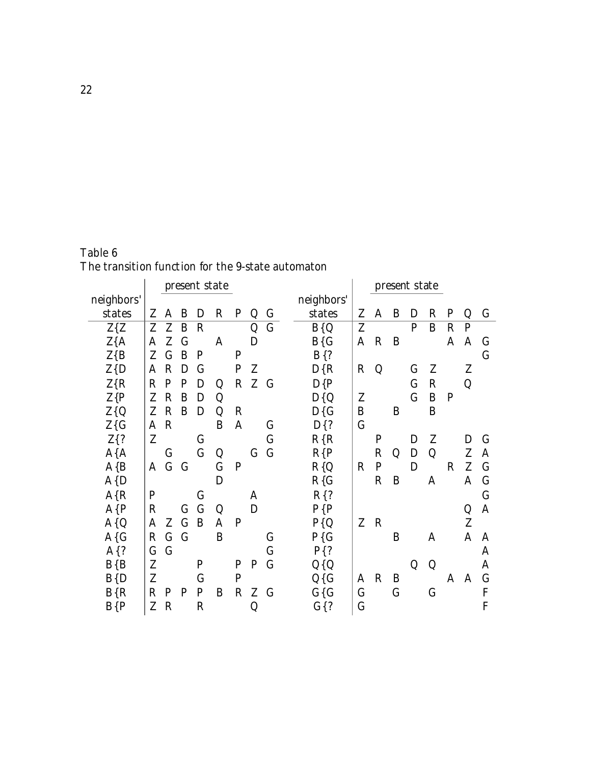Table 6
The transition function for the 9-state automaton

| neighbors' | present state | | | | | | | | neighbors' | present state | | | | | | | |
|---|---|---|---|---|---|---|---|---|---|---|---|---|---|---|---|---|---|
| states | Z | A | B | D | R | P | Q | G | states | Z | A | B | D | R | P | Q | G |
| Z{Z | Z | Z | B | R | | | Q | G | B{Q | Z | | | P | B | R | P | |
| Z{A | A | Z | G | | A | | D | | B{G | A | R | B | | | A | A | G |
| Z{B | Z | G | B | P | | P | | | B{? | | | | | | | | G |
| Z{D | A | R | D | G | | P | Z | | D{R | R | Q | | G | Z | | Z | |
| Z{R | R | P | P | D | Q | R | Z | G | D{P | | | | G | R | | Q | |
| Z{P | Z | R | B | D | Q | | | | D{Q | Z | | | G | B | P | | |
| Z{Q | Z | R | B | D | Q | R | | | D{G | B | | B | | B | | | |
| Z{G | A | R | | | B | A | | G | D{? | G | | | | | | | |
| Z{? | Z | | | G | | | | G | R{R | | P | | D | Z | | D | G |
| A{A | | G | | G | Q | | G | G | R{P | | R | Q | D | Q | | Z | A |
| A{B | A | G | G | | G | P | | | R{Q | R | P | | D | | R | Z | G |
| A{D | | | | | D | | | | R{G | | R | B | | A | | A | G |
| A{R | P | | | G | | | A | | R{? | | | | | | | | G |
| A{P | R | | G | G | Q | | D | | P{P | | | | | | | Q | A |
| A{Q | A | Z | G | B | A | P | | | P{Q | Z | R | | | | | Z | |
| A{G | R | G | G | | B | | | G | P{G | | | B | | A | | A | A |
| A{? | G | G | | | | | | G | P{? | | | | | | | | A |
| B{B | Z | | | P | | P | P | G | Q{Q | | | | Q | Q | | | A |
| B{D | Z | | | G | | P | | | Q{G | A | R | B | | | A | A | G |
| B{R | R | P | P | P | B | R | Z | G | G{G | G | | G | | G | | | F |
| B{P | Z | R | | R | | | Q | | G{? | G | | | | | | | F |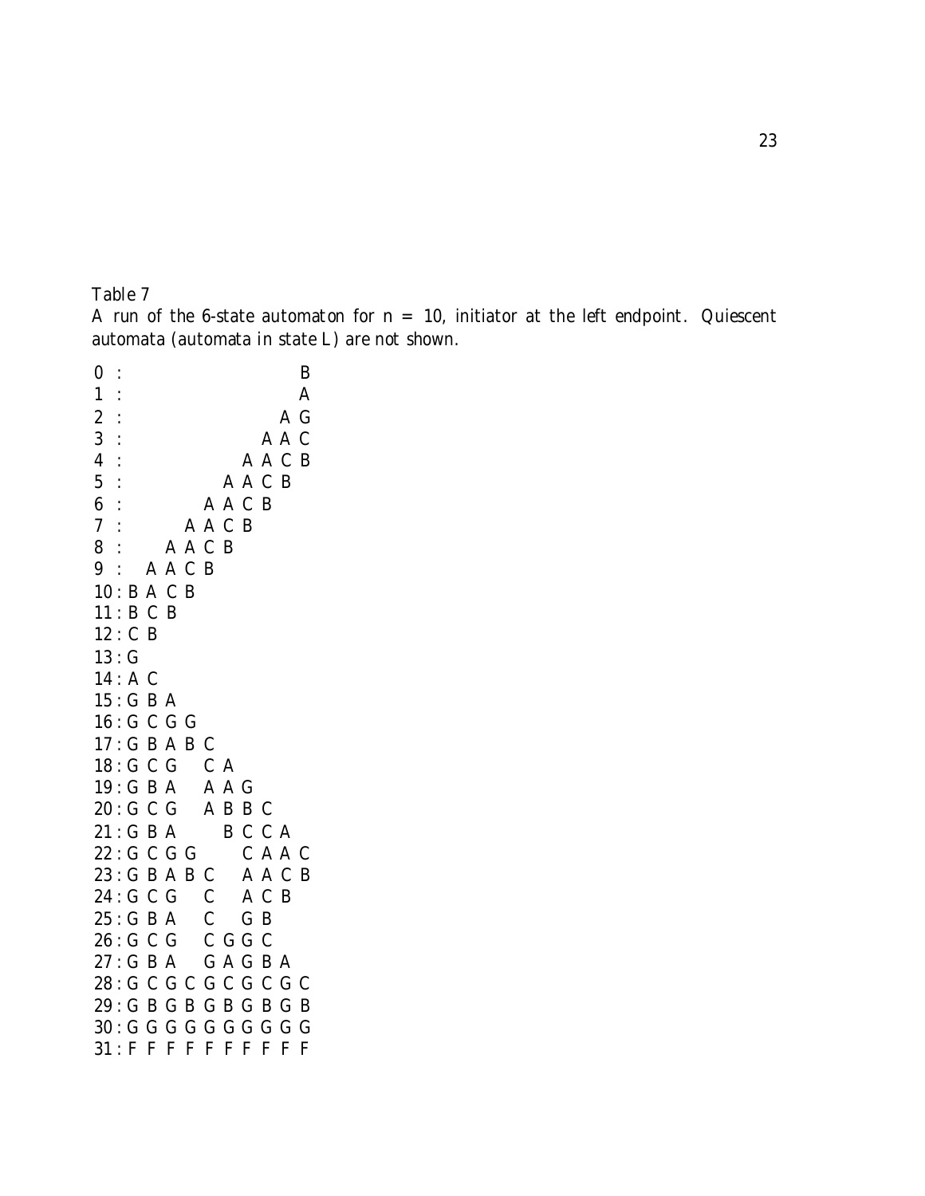Table 7

A run of the 6-state automaton for $n = 10$, initiator at the left endpoint. Quiescent automata (automata in state L) are not shown.

```
0 :                   B
1 :                   A
2 :                 A G
3 :               A A C
4 :             A A C B
5 :           A A C B
6 :         A A C B
7 :       A A C B
8 :     A A C B
9 :   A A C B
10: B A C B
11: B C B
12: C B
13: G
14: A C
15: G B A
16: G C G G
17: G B A B C
18: G C G   C A
19: G B A   A A G
20: G C G   A B B C
21: G B A     B C C A
22: G C G G     C A A C
23: G B A B C   A A C B
24: G C G   C   A C B
25: G B A   C   G B
26: G C G   C G G C
27: G B A   G A G B A
28: G C G C G C G C G C
29: G B G B G B G B G B
30: G G G G G G G G G G
31: F F F F F F F F F F
```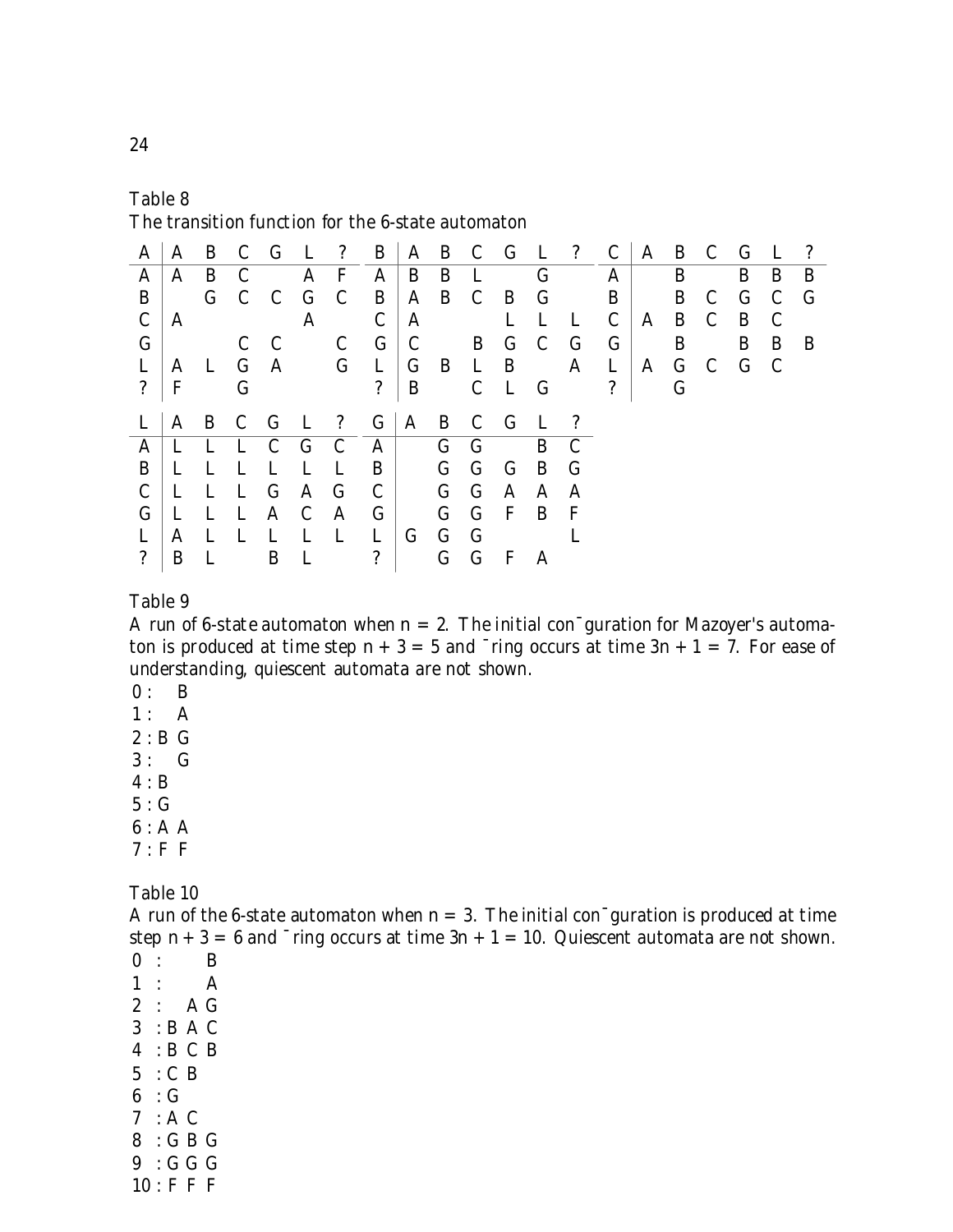Table 8
The transition function for the 6-state automaton

| A | A | B | C | G | L | ? |
|---|---|---|---|---|---|---|
| A | A | B | C | | A | F |
| B | | G | C | C | G | C |
| C | A | | | | A | |
| G | | | C | C | | C |
| L | A | L | G | A | | G |
| ? | F | | G | | | |

| B | A | B | C | G | L | ? |
|---|---|---|---|---|---|---|
| A | B | B | L | | G | |
| B | A | B | C | B | G | |
| C | A | | | L | L | L |
| G | C | | B | G | C | G |
| L | G | B | L | B | | A |
| ? | B | | C | L | G | |

| C | A | B | C | G | L | ? |
|---|---|---|---|---|---|---|
| A | | B | | B | B | B |
| B | | B | C | G | C | G |
| C | A | B | C | B | C | |
| G | | B | | B | B | B |
| L | A | G | C | G | C | |
| ? | | G | | | | |

| L | A | B | C | G | L | ? |
|---|---|---|---|---|---|---|
| A | L | L | L | C | G | C |
| B | L | L | L | L | L | L |
| C | L | L | L | G | A | G |
| G | L | L | L | A | C | A |
| L | A | L | L | L | L | L |
| ? | B | L | | B | L | |

| G | A | B | C | G | L | ? |
|---|---|---|---|---|---|---|
| A | | G | G | | B | C |
| B | | G | G | G | B | G |
| C | | G | G | A | A | A |
| G | | G | G | F | B | F |
| L | G | G | G | | | L |
| ? | | G | G | F | A | |

Table 9
A run of 6-state automaton when $n = 2$. The initial configuration for Mazoyer's automaton is produced at time step $n + 3 = 5$ and firing occurs at time $3n + 1 = 7$. For ease of understanding, quiescent automata are not shown.

```
0 :   B
1 :   A
2 : B G
3 :   G
4 : B
5 : G
6 : A A
7 : F F
```

Table 10
A run of the 6-state automaton when $n = 3$. The initial configuration is produced at time step $n + 3 = 6$ and firing occurs at time $3n + 1 = 10$. Quiescent automata are not shown.

```
0  :     B
1  :     A
2  :   A G
3  : B A C
4  : B C B
5  : C B
6  : G
7  : A C
8  : G B G
9  : G G G
10 : F F F
```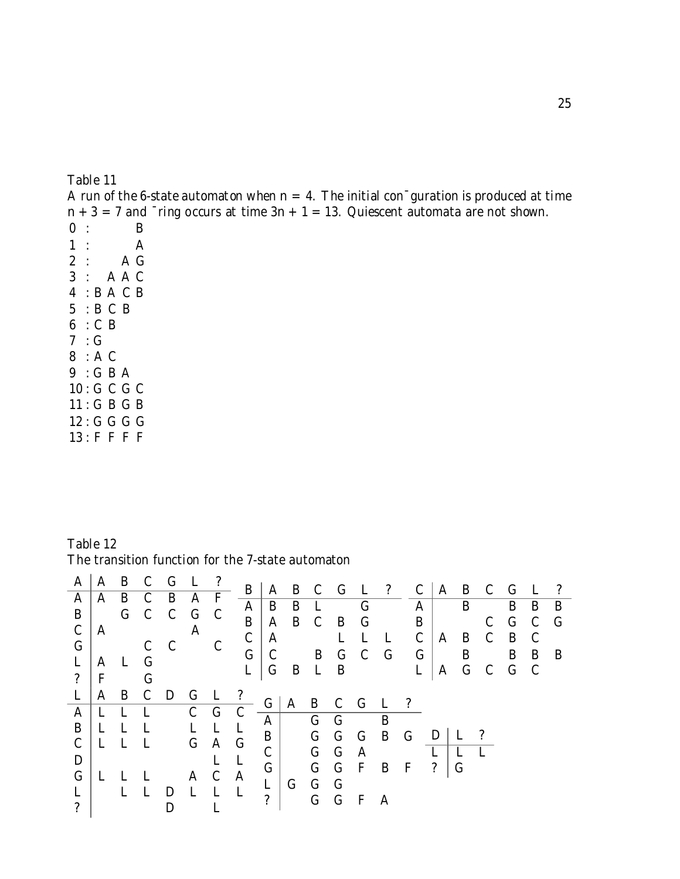Table 11
A run of the 6-state automaton when $n = 4$. The initial configuration is produced at time $n + 3 = 7$ and firing occurs at time $3n + 1 = 13$. Quiescent automata are not shown.

| Time | | | | |
|---|---|---|---|---|
| 0 : | | | | B |
| 1 : | | | | A |
| 2 : | | | A | G |
| 3 : | | A | A | C |
| 4 : | B | A | C | B |
| 5 : | B | C | B | |
| 6 : | C | B | | |
| 7 : | G | | | |
| 8 : | A | C | | |
| 9 : | G | B | A | |
| 10 : | G | C | G | C |
| 11 : | G | B | G | B |
| 12 : | G | G | G | G |
| 13 : | F | F | F | F |

Table 12
The transition function for the 7-state automaton

| A | A | B | C | G | L | ? |
|---|---|---|---|---|---|---|
| A | A | B | C | B | A | F |
| B | | G | C | C | G | C |
| C | A | | | | A | |
| G | | | C | C | | C |
| L | A | L | G | | | |
| ? | F | | G | | | |

| B | A | B | C | G | L | ? |
|---|---|---|---|---|---|---|
| A | B | B | L | | G | |
| B | A | B | C | B | G | |
| C | A | | | L | L | L |
| G | C | | B | G | C | G |
| L | G | B | L | B | | |

| C | A | B | C | G | L | ? |
|---|---|---|---|---|---|---|
| A | | B | | B | B | B |
| B | | | C | G | C | G |
| C | A | B | C | B | C | |
| G | | B | | B | B | B |
| L | A | G | C | G | C | |

| L | A | B | C | D | G | L | ? |
|---|---|---|---|---|---|---|---|
| A | L | L | L | | C | G | C |
| B | L | L | L | | L | L | L |
| C | L | L | L | | G | A | G |
| D | | | | | | L | L |
| G | L | L | L | | A | C | A |
| L | | L | L | D | L | L | L |
| ? | | | | D | | L | |

| G | A | B | C | G | L | ? |
|---|---|---|---|---|---|---|
| A | | G | G | | B | |
| B | | G | G | G | B | G |
| C | | G | G | A | | |
| G | | G | G | F | B | F |
| L | G | G | G | | | |
| ? | | G | G | F | A | |

| D | L | ? |
|---|---|---|
| L | L | L |
| ? | G | |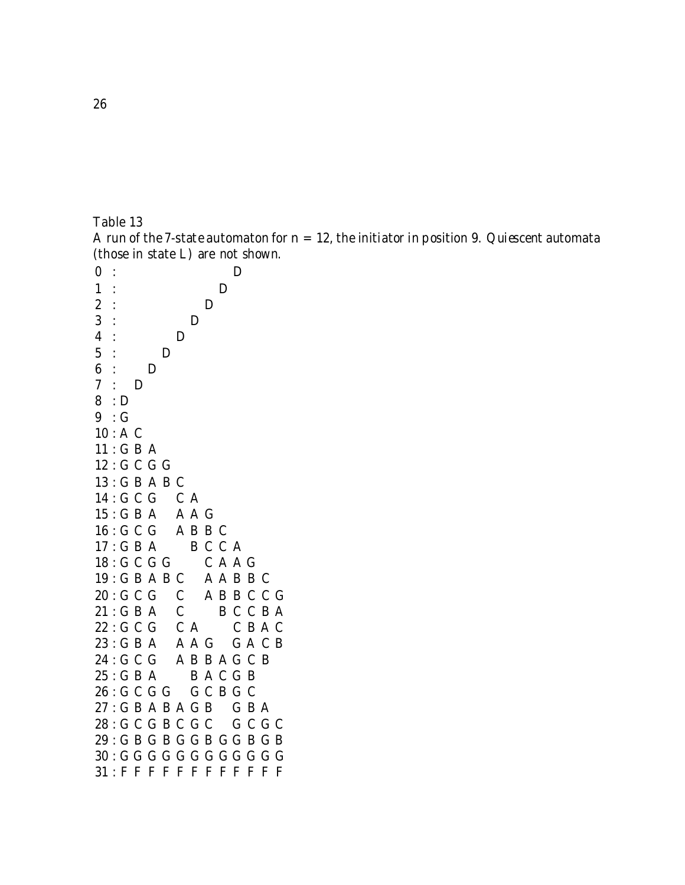Table 13

A run of the 7-state automaton for n = 12, the initiator in position 9. Quiescent automata (those in state L) are not shown.

```
0  :                 D
1  :               D
2  :             D
3  :           D
4  :         D
5  :       D
6  :     D
7  :   D
8  : D
9  : G
10 : A C
11 : G B A
12 : G C G G
13 : G B A B C
14 : G C G   C A
15 : G B A   A A G
16 : G C G   A B B C
17 : G B A     B C C A
18 : G C G G     C A A G
19 : G B A B C   A A B B C
20 : G C G   C   A B B C C G
21 : G B A   C     B C C B A
22 : G C G   C A     C B A C
23 : G B A   A A G   G A C B
24 : G C G   A B B A G C B
25 : G B A     B A C G B
26 : G C G G   G C B G C
27 : G B A B A G B   G B A
28 : G C G B C G C   G C G C
29 : G B G B G G B G G B G B
30 : G G G G G G G G G G G G
31 : F F F F F F F F F F F F
```